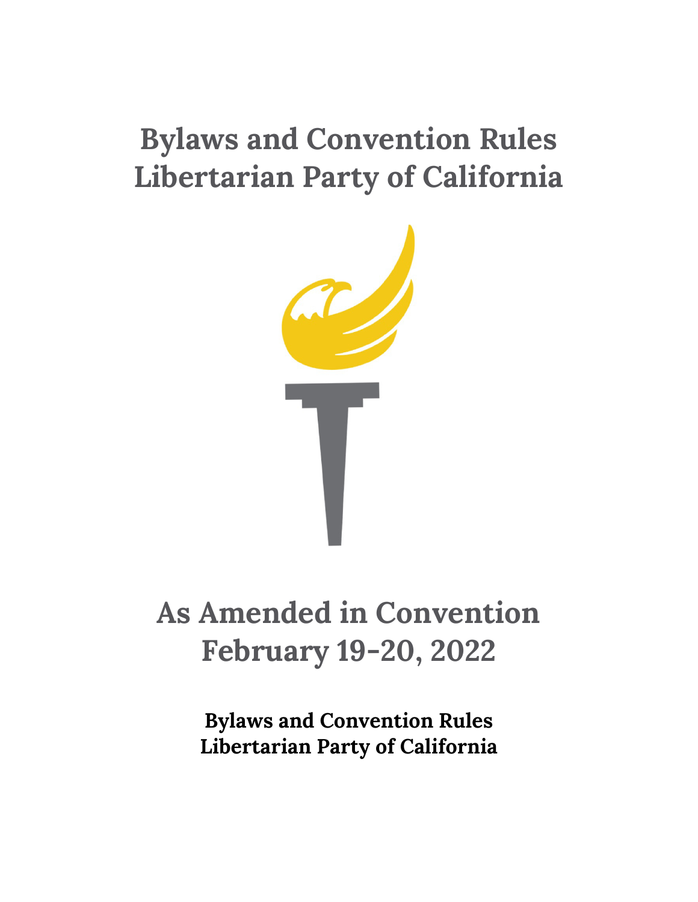# Bylaws and Convention Rules
# Libertarian Party of California

## As Amended in Convention
## February 19-20, 2022

**Bylaws and Convention Rules**
**Libertarian Party of California**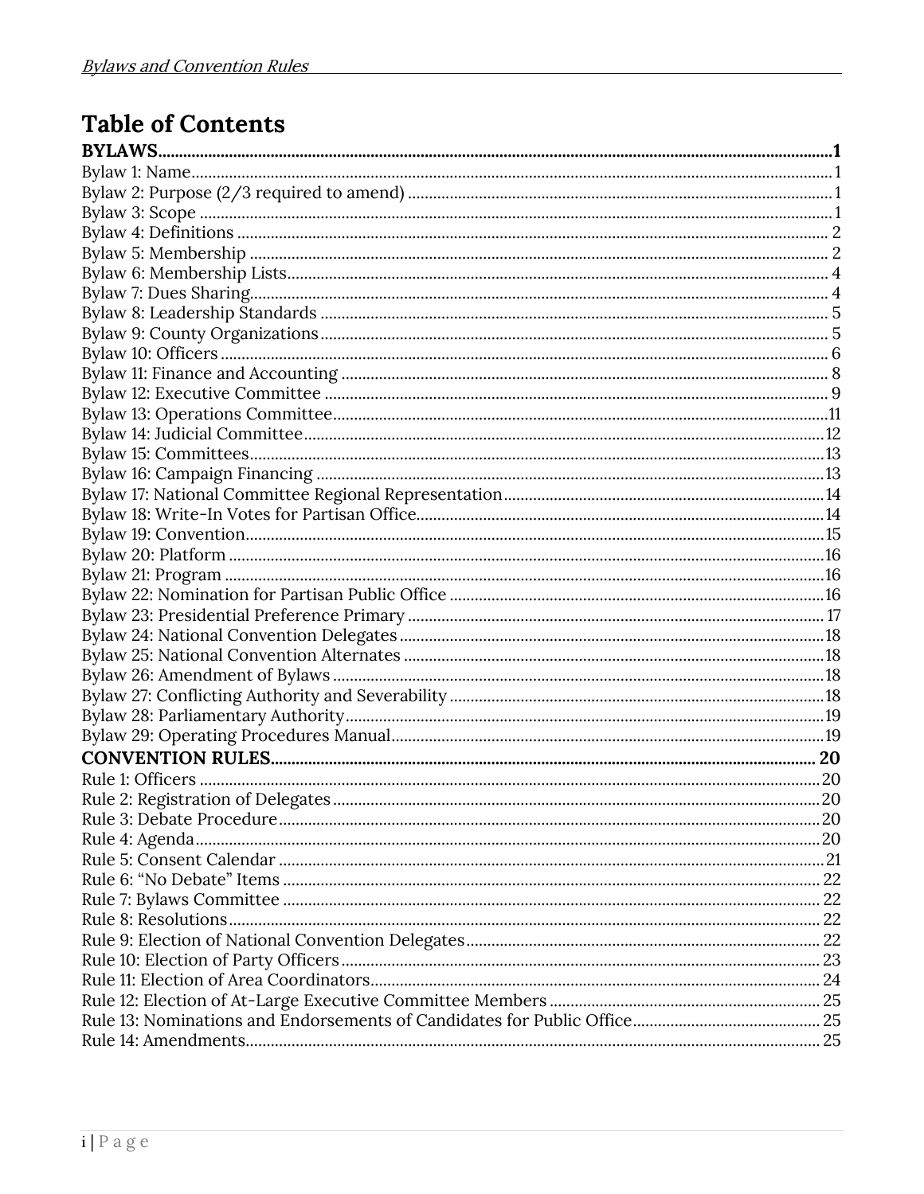# Table of Contents

**BYLAWS** .......... **1**

Bylaw 1: Name .......... 1
Bylaw 2: Purpose (2/3 required to amend) .......... 1
Bylaw 3: Scope .......... 1
Bylaw 4: Definitions .......... 2
Bylaw 5: Membership .......... 2
Bylaw 6: Membership Lists .......... 4
Bylaw 7: Dues Sharing .......... 4
Bylaw 8: Leadership Standards .......... 5
Bylaw 9: County Organizations .......... 5
Bylaw 10: Officers .......... 6
Bylaw 11: Finance and Accounting .......... 8
Bylaw 12: Executive Committee .......... 9
Bylaw 13: Operations Committee .......... 11
Bylaw 14: Judicial Committee .......... 12
Bylaw 15: Committees .......... 13
Bylaw 16: Campaign Financing .......... 13
Bylaw 17: National Committee Regional Representation .......... 14
Bylaw 18: Write-In Votes for Partisan Office .......... 14
Bylaw 19: Convention .......... 15
Bylaw 20: Platform .......... 16
Bylaw 21: Program .......... 16
Bylaw 22: Nomination for Partisan Public Office .......... 16
Bylaw 23: Presidential Preference Primary .......... 17
Bylaw 24: National Convention Delegates .......... 18
Bylaw 25: National Convention Alternates .......... 18
Bylaw 26: Amendment of Bylaws .......... 18
Bylaw 27: Conflicting Authority and Severability .......... 18
Bylaw 28: Parliamentary Authority .......... 19
Bylaw 29: Operating Procedures Manual .......... 19

**CONVENTION RULES** .......... **20**

Rule 1: Officers .......... 20
Rule 2: Registration of Delegates .......... 20
Rule 3: Debate Procedure .......... 20
Rule 4: Agenda .......... 20
Rule 5: Consent Calendar .......... 21
Rule 6: "No Debate" Items .......... 22
Rule 7: Bylaws Committee .......... 22
Rule 8: Resolutions .......... 22
Rule 9: Election of National Convention Delegates .......... 22
Rule 10: Election of Party Officers .......... 23
Rule 11: Election of Area Coordinators .......... 24
Rule 12: Election of At-Large Executive Committee Members .......... 25
Rule 13: Nominations and Endorsements of Candidates for Public Office .......... 25
Rule 14: Amendments .......... 25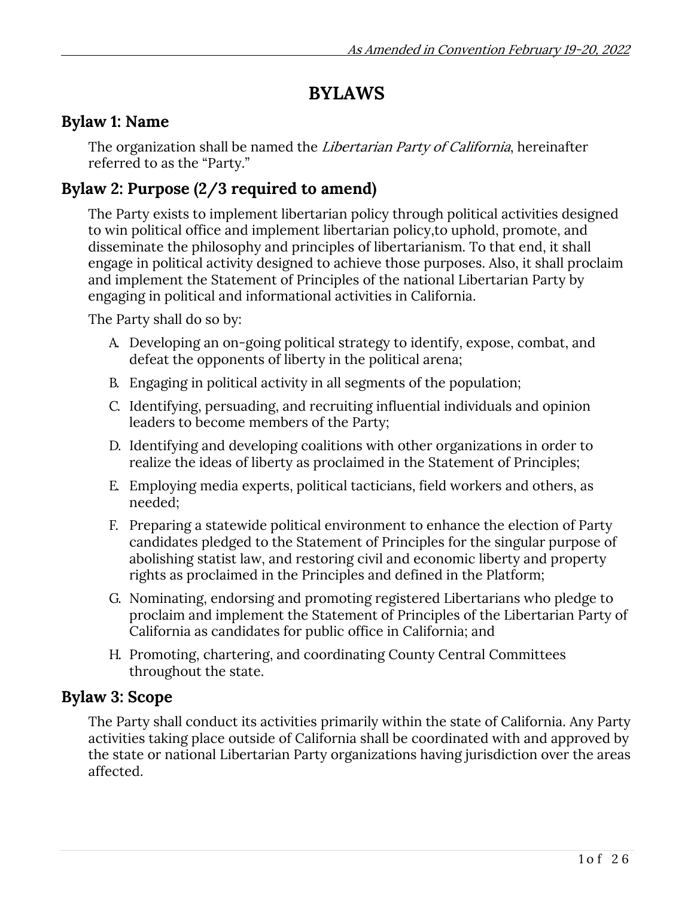# BYLAWS

## Bylaw 1: Name

The organization shall be named the *Libertarian Party of California*, hereinafter referred to as the "Party."

## Bylaw 2: Purpose (2/3 required to amend)

The Party exists to implement libertarian policy through political activities designed to win political office and implement libertarian policy,to uphold, promote, and disseminate the philosophy and principles of libertarianism. To that end, it shall engage in political activity designed to achieve those purposes. Also, it shall proclaim and implement the Statement of Principles of the national Libertarian Party by engaging in political and informational activities in California.

The Party shall do so by:

A. Developing an on-going political strategy to identify, expose, combat, and defeat the opponents of liberty in the political arena;

B. Engaging in political activity in all segments of the population;

C. Identifying, persuading, and recruiting influential individuals and opinion leaders to become members of the Party;

D. Identifying and developing coalitions with other organizations in order to realize the ideas of liberty as proclaimed in the Statement of Principles;

E. Employing media experts, political tacticians, field workers and others, as needed;

F. Preparing a statewide political environment to enhance the election of Party candidates pledged to the Statement of Principles for the singular purpose of abolishing statist law, and restoring civil and economic liberty and property rights as proclaimed in the Principles and defined in the Platform;

G. Nominating, endorsing and promoting registered Libertarians who pledge to proclaim and implement the Statement of Principles of the Libertarian Party of California as candidates for public office in California; and

H. Promoting, chartering, and coordinating County Central Committees throughout the state.

## Bylaw 3: Scope

The Party shall conduct its activities primarily within the state of California. Any Party activities taking place outside of California shall be coordinated with and approved by the state or national Libertarian Party organizations having jurisdiction over the areas affected.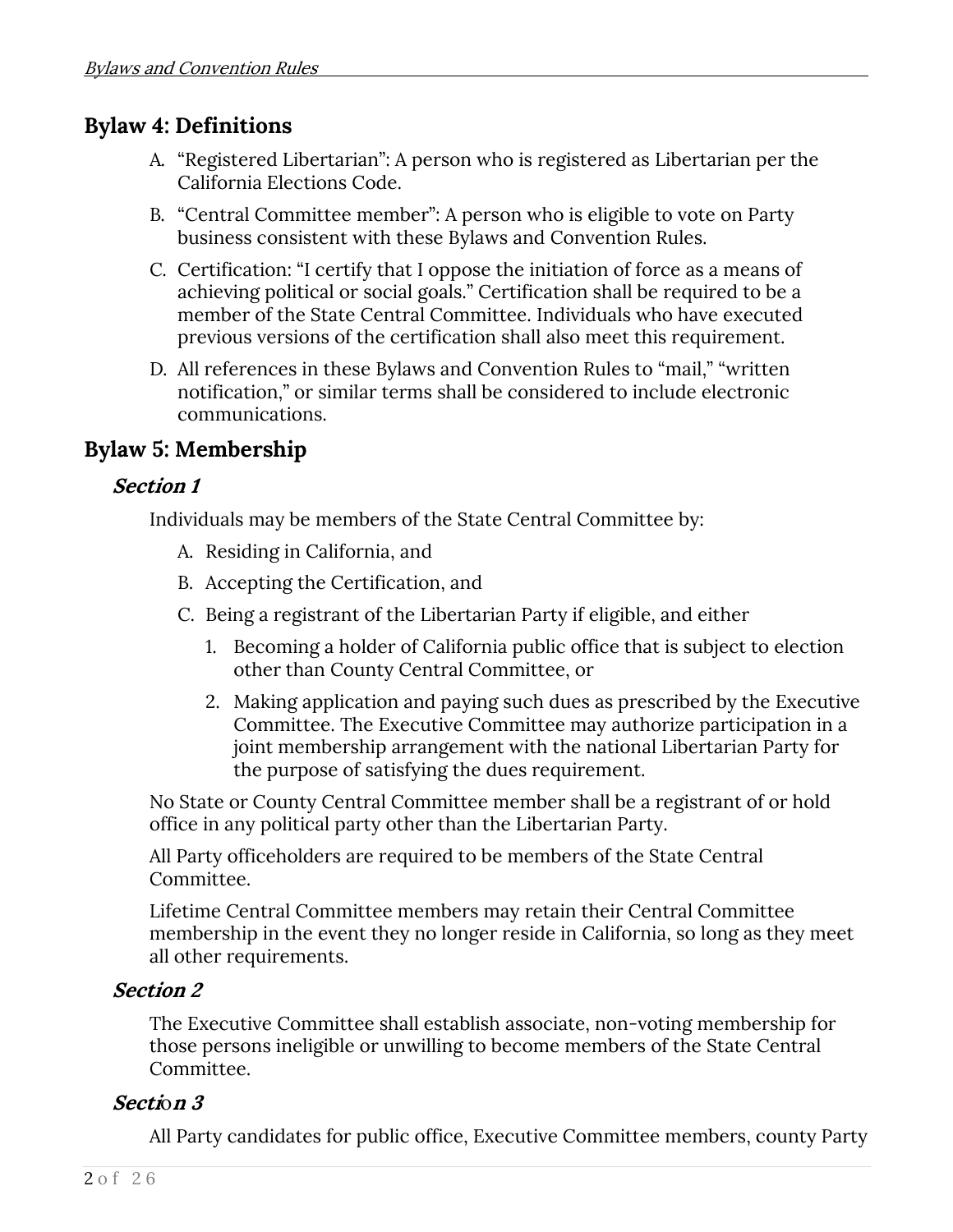## Bylaw 4: Definitions

A. "Registered Libertarian": A person who is registered as Libertarian per the California Elections Code.

B. "Central Committee member": A person who is eligible to vote on Party business consistent with these Bylaws and Convention Rules.

C. Certification: "I certify that I oppose the initiation of force as a means of achieving political or social goals." Certification shall be required to be a member of the State Central Committee. Individuals who have executed previous versions of the certification shall also meet this requirement.

D. All references in these Bylaws and Convention Rules to "mail," "written notification," or similar terms shall be considered to include electronic communications.

## Bylaw 5: Membership

### *Section 1*

Individuals may be members of the State Central Committee by:

A. Residing in California, and

B. Accepting the Certification, and

C. Being a registrant of the Libertarian Party if eligible, and either

   1. Becoming a holder of California public office that is subject to election other than County Central Committee, or

   2. Making application and paying such dues as prescribed by the Executive Committee. The Executive Committee may authorize participation in a joint membership arrangement with the national Libertarian Party for the purpose of satisfying the dues requirement.

No State or County Central Committee member shall be a registrant of or hold office in any political party other than the Libertarian Party.

All Party officeholders are required to be members of the State Central Committee.

Lifetime Central Committee members may retain their Central Committee membership in the event they no longer reside in California, so long as they meet all other requirements.

### *Section 2*

The Executive Committee shall establish associate, non-voting membership for those persons ineligible or unwilling to become members of the State Central Committee.

### *Section 3*

All Party candidates for public office, Executive Committee members, county Party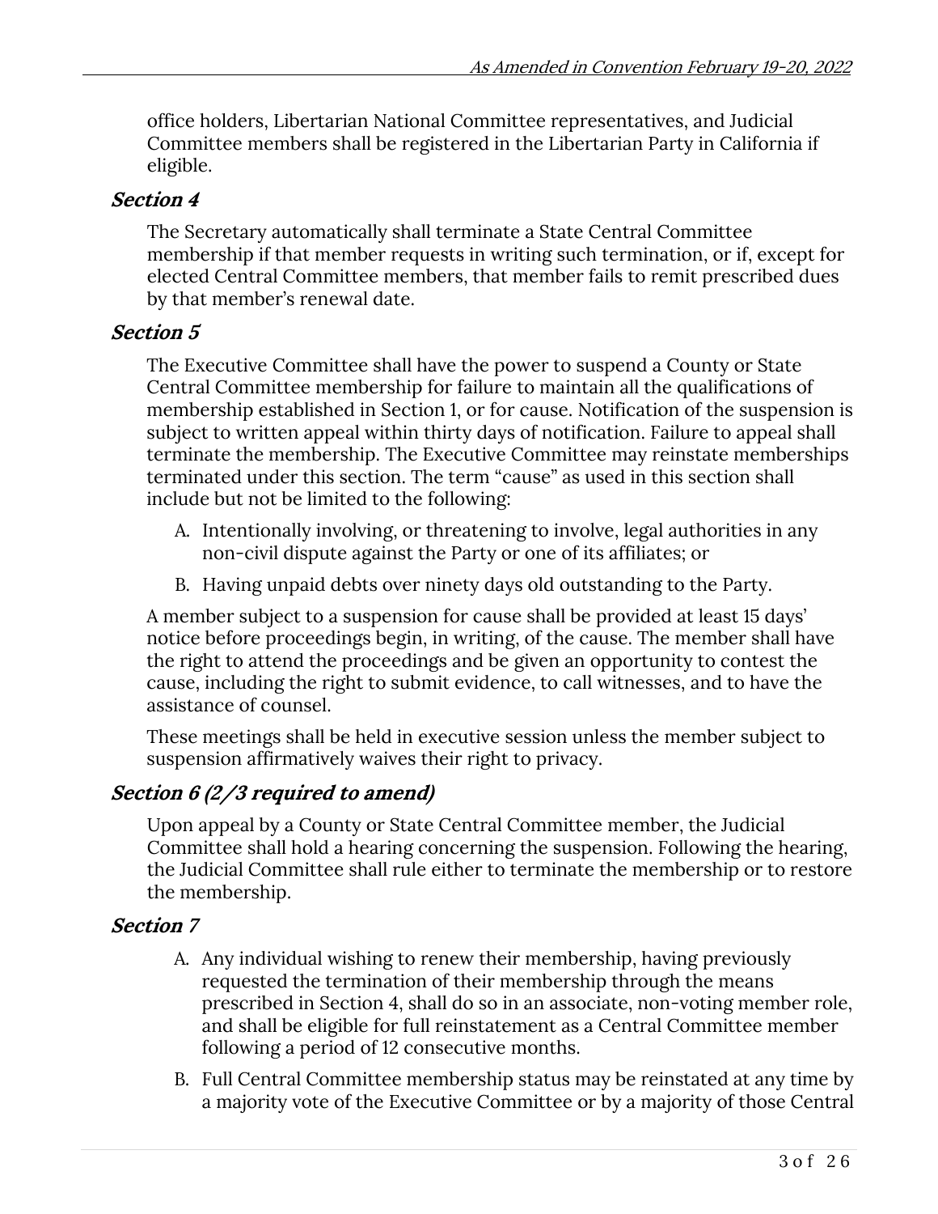office holders, Libertarian National Committee representatives, and Judicial Committee members shall be registered in the Libertarian Party in California if eligible.

### *Section 4*

The Secretary automatically shall terminate a State Central Committee membership if that member requests in writing such termination, or if, except for elected Central Committee members, that member fails to remit prescribed dues by that member's renewal date.

### *Section 5*

The Executive Committee shall have the power to suspend a County or State Central Committee membership for failure to maintain all the qualifications of membership established in Section 1, or for cause. Notification of the suspension is subject to written appeal within thirty days of notification. Failure to appeal shall terminate the membership. The Executive Committee may reinstate memberships terminated under this section. The term "cause" as used in this section shall include but not be limited to the following:

A. Intentionally involving, or threatening to involve, legal authorities in any non-civil dispute against the Party or one of its affiliates; or
B. Having unpaid debts over ninety days old outstanding to the Party.

A member subject to a suspension for cause shall be provided at least 15 days' notice before proceedings begin, in writing, of the cause. The member shall have the right to attend the proceedings and be given an opportunity to contest the cause, including the right to submit evidence, to call witnesses, and to have the assistance of counsel.

These meetings shall be held in executive session unless the member subject to suspension affirmatively waives their right to privacy.

### *Section 6 (2/3 required to amend)*

Upon appeal by a County or State Central Committee member, the Judicial Committee shall hold a hearing concerning the suspension. Following the hearing, the Judicial Committee shall rule either to terminate the membership or to restore the membership.

### *Section 7*

A. Any individual wishing to renew their membership, having previously requested the termination of their membership through the means prescribed in Section 4, shall do so in an associate, non-voting member role, and shall be eligible for full reinstatement as a Central Committee member following a period of 12 consecutive months.
B. Full Central Committee membership status may be reinstated at any time by a majority vote of the Executive Committee or by a majority of those Central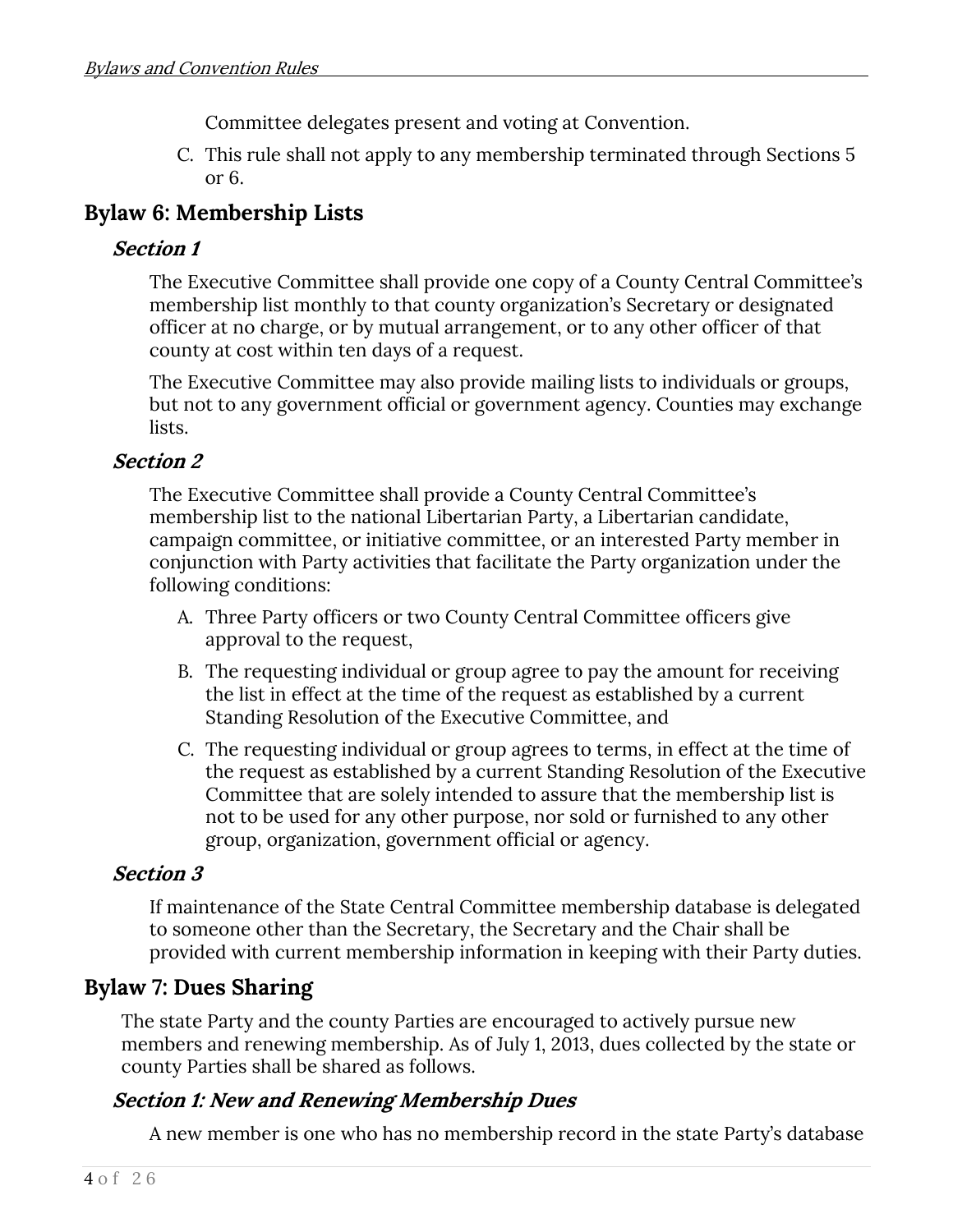Committee delegates present and voting at Convention.

C. This rule shall not apply to any membership terminated through Sections 5 or 6.

## Bylaw 6: Membership Lists

### Section 1

The Executive Committee shall provide one copy of a County Central Committee's membership list monthly to that county organization's Secretary or designated officer at no charge, or by mutual arrangement, or to any other officer of that county at cost within ten days of a request.

The Executive Committee may also provide mailing lists to individuals or groups, but not to any government official or government agency. Counties may exchange lists.

### Section 2

The Executive Committee shall provide a County Central Committee's membership list to the national Libertarian Party, a Libertarian candidate, campaign committee, or initiative committee, or an interested Party member in conjunction with Party activities that facilitate the Party organization under the following conditions:

A. Three Party officers or two County Central Committee officers give approval to the request,

B. The requesting individual or group agree to pay the amount for receiving the list in effect at the time of the request as established by a current Standing Resolution of the Executive Committee, and

C. The requesting individual or group agrees to terms, in effect at the time of the request as established by a current Standing Resolution of the Executive Committee that are solely intended to assure that the membership list is not to be used for any other purpose, nor sold or furnished to any other group, organization, government official or agency.

### Section 3

If maintenance of the State Central Committee membership database is delegated to someone other than the Secretary, the Secretary and the Chair shall be provided with current membership information in keeping with their Party duties.

## Bylaw 7: Dues Sharing

The state Party and the county Parties are encouraged to actively pursue new members and renewing membership. As of July 1, 2013, dues collected by the state or county Parties shall be shared as follows.

### Section 1: New and Renewing Membership Dues

A new member is one who has no membership record in the state Party's database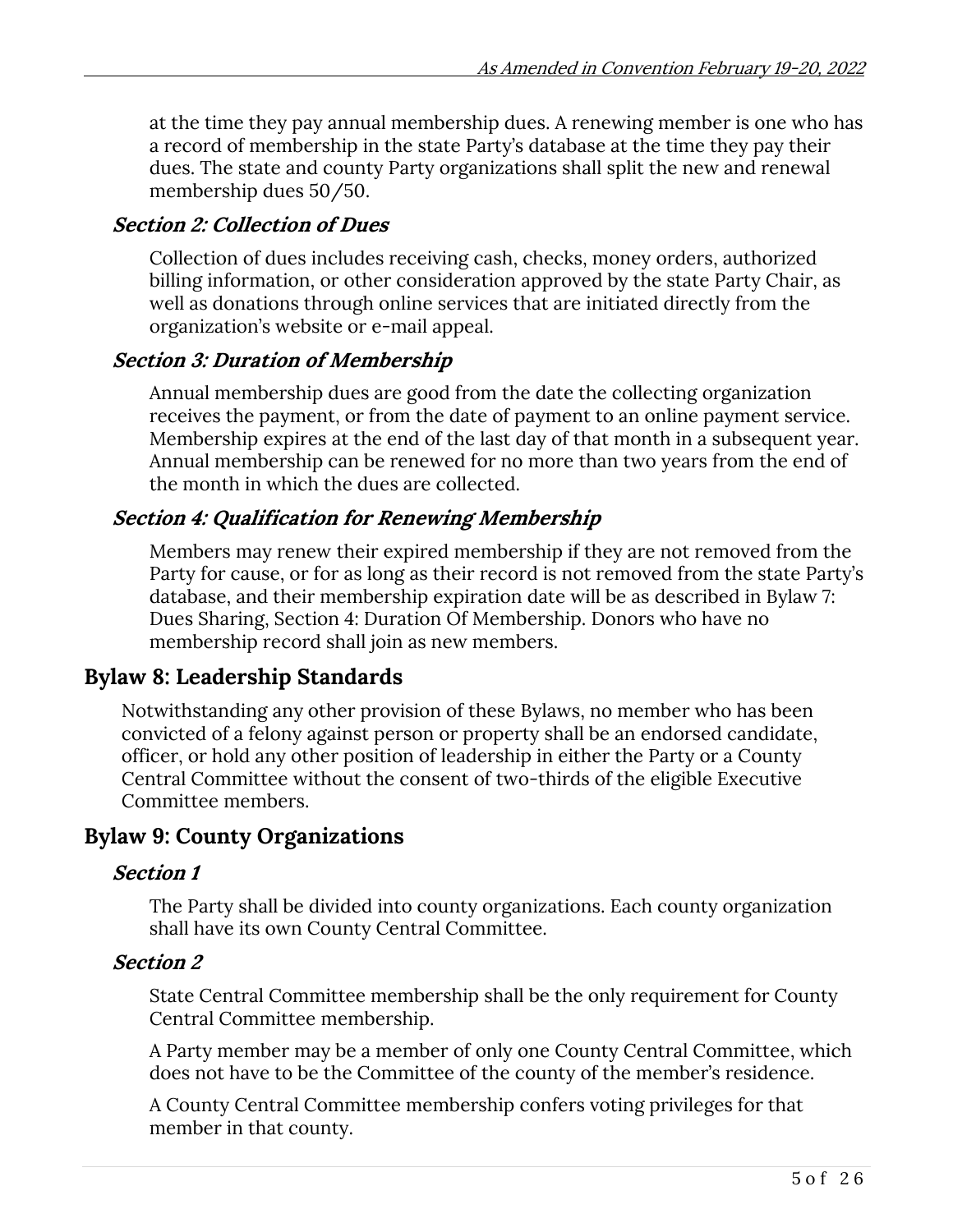at the time they pay annual membership dues. A renewing member is one who has a record of membership in the state Party's database at the time they pay their dues. The state and county Party organizations shall split the new and renewal membership dues 50/50.

### *Section 2: Collection of Dues*

Collection of dues includes receiving cash, checks, money orders, authorized billing information, or other consideration approved by the state Party Chair, as well as donations through online services that are initiated directly from the organization's website or e-mail appeal.

### *Section 3: Duration of Membership*

Annual membership dues are good from the date the collecting organization receives the payment, or from the date of payment to an online payment service. Membership expires at the end of the last day of that month in a subsequent year. Annual membership can be renewed for no more than two years from the end of the month in which the dues are collected.

### *Section 4: Qualification for Renewing Membership*

Members may renew their expired membership if they are not removed from the Party for cause, or for as long as their record is not removed from the state Party's database, and their membership expiration date will be as described in Bylaw 7: Dues Sharing, Section 4: Duration Of Membership. Donors who have no membership record shall join as new members.

## Bylaw 8: Leadership Standards

Notwithstanding any other provision of these Bylaws, no member who has been convicted of a felony against person or property shall be an endorsed candidate, officer, or hold any other position of leadership in either the Party or a County Central Committee without the consent of two-thirds of the eligible Executive Committee members.

## Bylaw 9: County Organizations

### *Section 1*

The Party shall be divided into county organizations. Each county organization shall have its own County Central Committee.

### *Section 2*

State Central Committee membership shall be the only requirement for County Central Committee membership.

A Party member may be a member of only one County Central Committee, which does not have to be the Committee of the county of the member's residence.

A County Central Committee membership confers voting privileges for that member in that county.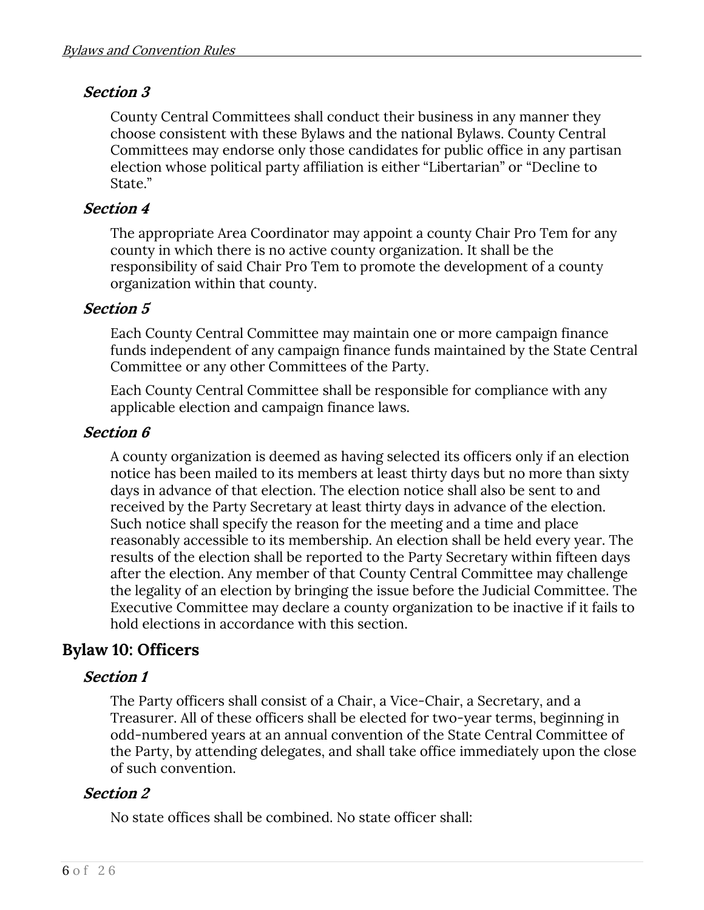### *Section 3*

County Central Committees shall conduct their business in any manner they choose consistent with these Bylaws and the national Bylaws. County Central Committees may endorse only those candidates for public office in any partisan election whose political party affiliation is either "Libertarian" or "Decline to State."

### *Section 4*

The appropriate Area Coordinator may appoint a county Chair Pro Tem for any county in which there is no active county organization. It shall be the responsibility of said Chair Pro Tem to promote the development of a county organization within that county.

### *Section 5*

Each County Central Committee may maintain one or more campaign finance funds independent of any campaign finance funds maintained by the State Central Committee or any other Committees of the Party.

Each County Central Committee shall be responsible for compliance with any applicable election and campaign finance laws.

### *Section 6*

A county organization is deemed as having selected its officers only if an election notice has been mailed to its members at least thirty days but no more than sixty days in advance of that election. The election notice shall also be sent to and received by the Party Secretary at least thirty days in advance of the election. Such notice shall specify the reason for the meeting and a time and place reasonably accessible to its membership. An election shall be held every year. The results of the election shall be reported to the Party Secretary within fifteen days after the election. Any member of that County Central Committee may challenge the legality of an election by bringing the issue before the Judicial Committee. The Executive Committee may declare a county organization to be inactive if it fails to hold elections in accordance with this section.

## Bylaw 10: Officers

### *Section 1*

The Party officers shall consist of a Chair, a Vice-Chair, a Secretary, and a Treasurer. All of these officers shall be elected for two-year terms, beginning in odd-numbered years at an annual convention of the State Central Committee of the Party, by attending delegates, and shall take office immediately upon the close of such convention.

### *Section 2*

No state offices shall be combined. No state officer shall: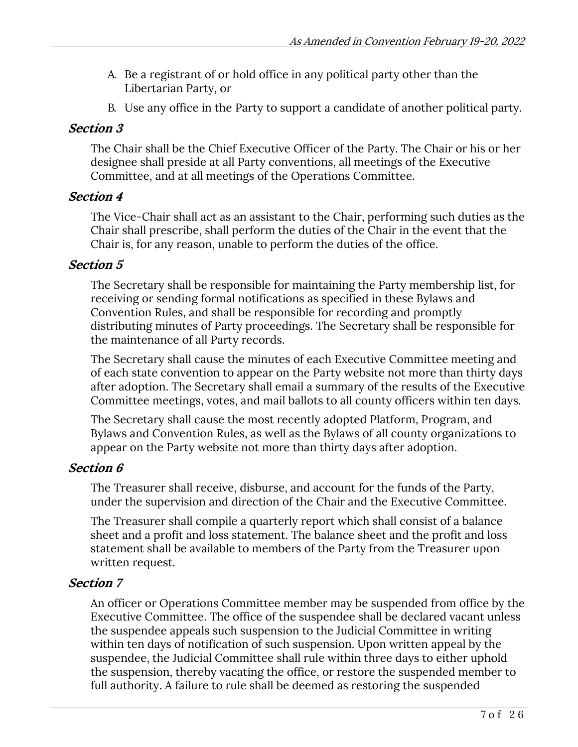A. Be a registrant of or hold office in any political party other than the Libertarian Party, or

B. Use any office in the Party to support a candidate of another political party.

### *Section 3*

The Chair shall be the Chief Executive Officer of the Party. The Chair or his or her designee shall preside at all Party conventions, all meetings of the Executive Committee, and at all meetings of the Operations Committee.

### *Section 4*

The Vice-Chair shall act as an assistant to the Chair, performing such duties as the Chair shall prescribe, shall perform the duties of the Chair in the event that the Chair is, for any reason, unable to perform the duties of the office.

### *Section 5*

The Secretary shall be responsible for maintaining the Party membership list, for receiving or sending formal notifications as specified in these Bylaws and Convention Rules, and shall be responsible for recording and promptly distributing minutes of Party proceedings. The Secretary shall be responsible for the maintenance of all Party records.

The Secretary shall cause the minutes of each Executive Committee meeting and of each state convention to appear on the Party website not more than thirty days after adoption. The Secretary shall email a summary of the results of the Executive Committee meetings, votes, and mail ballots to all county officers within ten days.

The Secretary shall cause the most recently adopted Platform, Program, and Bylaws and Convention Rules, as well as the Bylaws of all county organizations to appear on the Party website not more than thirty days after adoption.

### *Section 6*

The Treasurer shall receive, disburse, and account for the funds of the Party, under the supervision and direction of the Chair and the Executive Committee.

The Treasurer shall compile a quarterly report which shall consist of a balance sheet and a profit and loss statement. The balance sheet and the profit and loss statement shall be available to members of the Party from the Treasurer upon written request.

### *Section 7*

An officer or Operations Committee member may be suspended from office by the Executive Committee. The office of the suspendee shall be declared vacant unless the suspendee appeals such suspension to the Judicial Committee in writing within ten days of notification of such suspension. Upon written appeal by the suspendee, the Judicial Committee shall rule within three days to either uphold the suspension, thereby vacating the office, or restore the suspended member to full authority. A failure to rule shall be deemed as restoring the suspended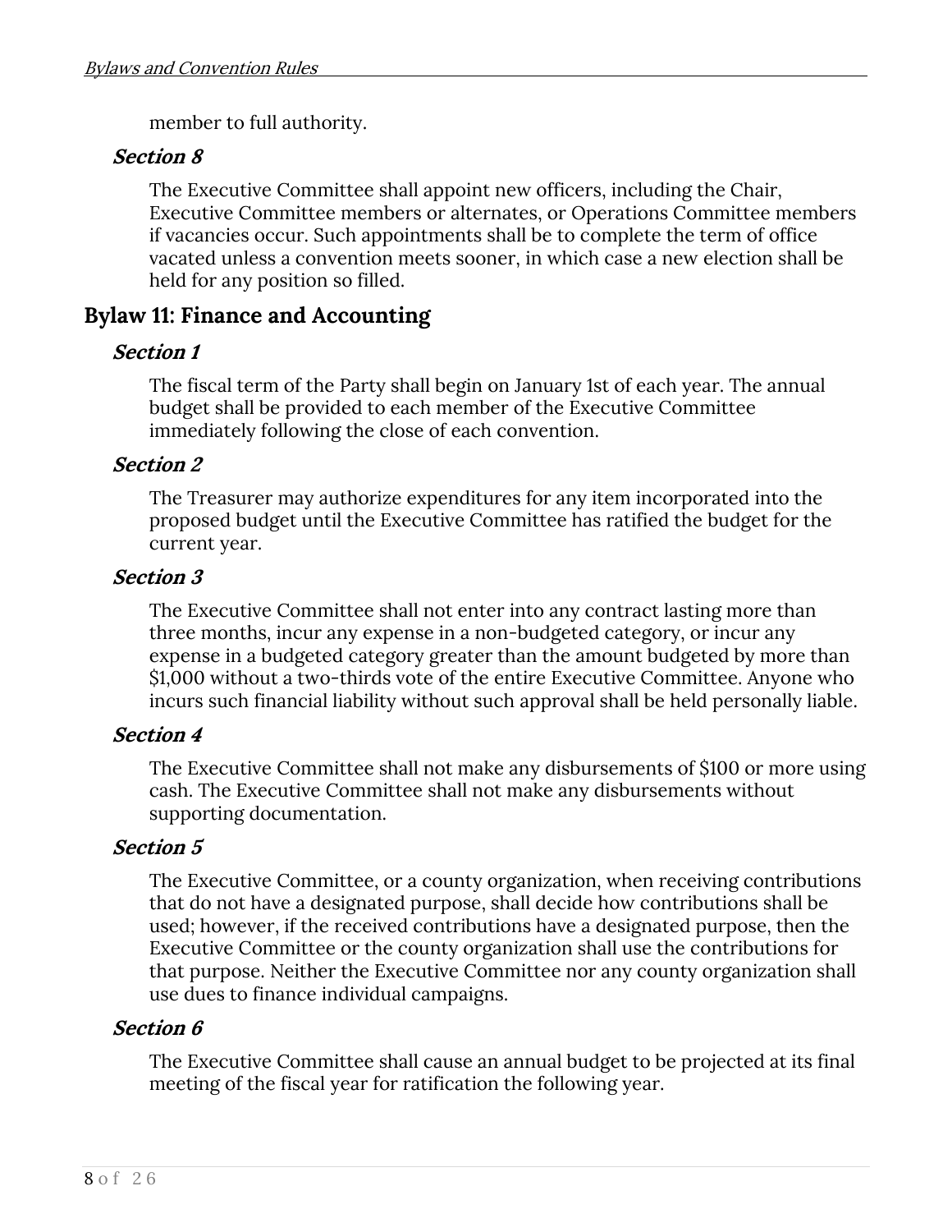member to full authority.

### Section 8

The Executive Committee shall appoint new officers, including the Chair, Executive Committee members or alternates, or Operations Committee members if vacancies occur. Such appointments shall be to complete the term of office vacated unless a convention meets sooner, in which case a new election shall be held for any position so filled.

## Bylaw 11: Finance and Accounting

### Section 1

The fiscal term of the Party shall begin on January 1st of each year. The annual budget shall be provided to each member of the Executive Committee immediately following the close of each convention.

### Section 2

The Treasurer may authorize expenditures for any item incorporated into the proposed budget until the Executive Committee has ratified the budget for the current year.

### Section 3

The Executive Committee shall not enter into any contract lasting more than three months, incur any expense in a non-budgeted category, or incur any expense in a budgeted category greater than the amount budgeted by more than $1,000 without a two-thirds vote of the entire Executive Committee. Anyone who incurs such financial liability without such approval shall be held personally liable.

### Section 4

The Executive Committee shall not make any disbursements of $100 or more using cash. The Executive Committee shall not make any disbursements without supporting documentation.

### Section 5

The Executive Committee, or a county organization, when receiving contributions that do not have a designated purpose, shall decide how contributions shall be used; however, if the received contributions have a designated purpose, then the Executive Committee or the county organization shall use the contributions for that purpose. Neither the Executive Committee nor any county organization shall use dues to finance individual campaigns.

### Section 6

The Executive Committee shall cause an annual budget to be projected at its final meeting of the fiscal year for ratification the following year.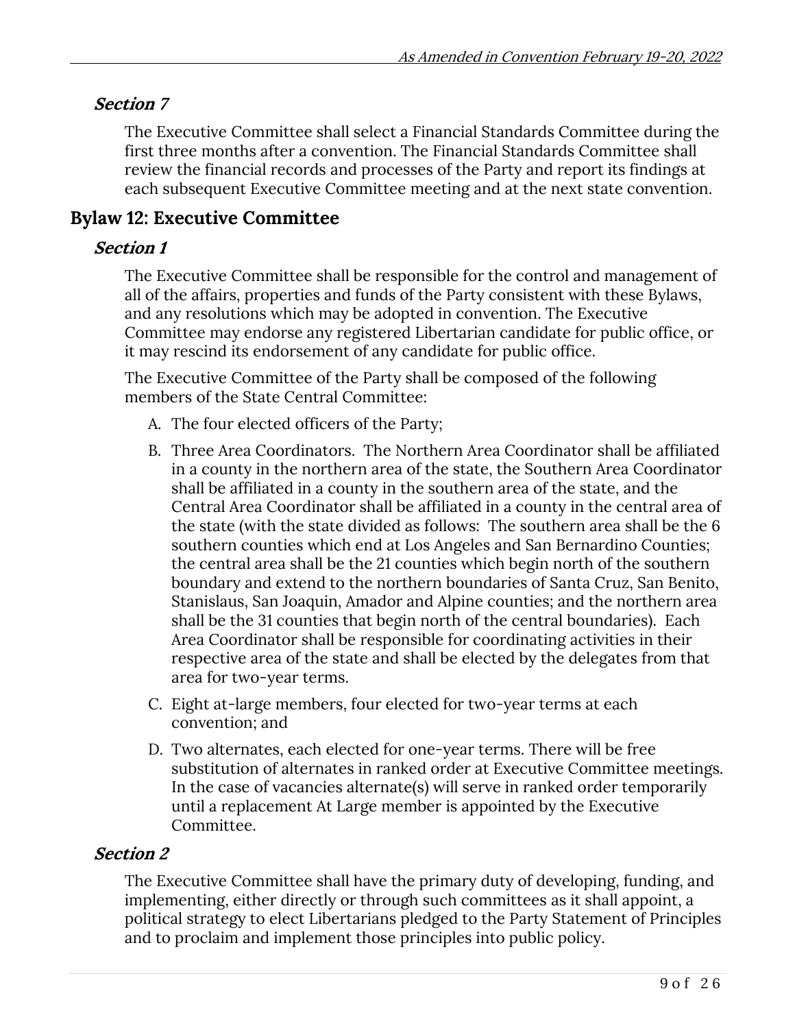### *Section 7*

The Executive Committee shall select a Financial Standards Committee during the first three months after a convention. The Financial Standards Committee shall review the financial records and processes of the Party and report its findings at each subsequent Executive Committee meeting and at the next state convention.

## Bylaw 12: Executive Committee

### *Section 1*

The Executive Committee shall be responsible for the control and management of all of the affairs, properties and funds of the Party consistent with these Bylaws, and any resolutions which may be adopted in convention. The Executive Committee may endorse any registered Libertarian candidate for public office, or it may rescind its endorsement of any candidate for public office.

The Executive Committee of the Party shall be composed of the following members of the State Central Committee:

A. The four elected officers of the Party;

B. Three Area Coordinators. The Northern Area Coordinator shall be affiliated in a county in the northern area of the state, the Southern Area Coordinator shall be affiliated in a county in the southern area of the state, and the Central Area Coordinator shall be affiliated in a county in the central area of the state (with the state divided as follows: The southern area shall be the 6 southern counties which end at Los Angeles and San Bernardino Counties; the central area shall be the 21 counties which begin north of the southern boundary and extend to the northern boundaries of Santa Cruz, San Benito, Stanislaus, San Joaquin, Amador and Alpine counties; and the northern area shall be the 31 counties that begin north of the central boundaries). Each Area Coordinator shall be responsible for coordinating activities in their respective area of the state and shall be elected by the delegates from that area for two-year terms.

C. Eight at-large members, four elected for two-year terms at each convention; and

D. Two alternates, each elected for one-year terms. There will be free substitution of alternates in ranked order at Executive Committee meetings. In the case of vacancies alternate(s) will serve in ranked order temporarily until a replacement At Large member is appointed by the Executive Committee.

### *Section 2*

The Executive Committee shall have the primary duty of developing, funding, and implementing, either directly or through such committees as it shall appoint, a political strategy to elect Libertarians pledged to the Party Statement of Principles and to proclaim and implement those principles into public policy.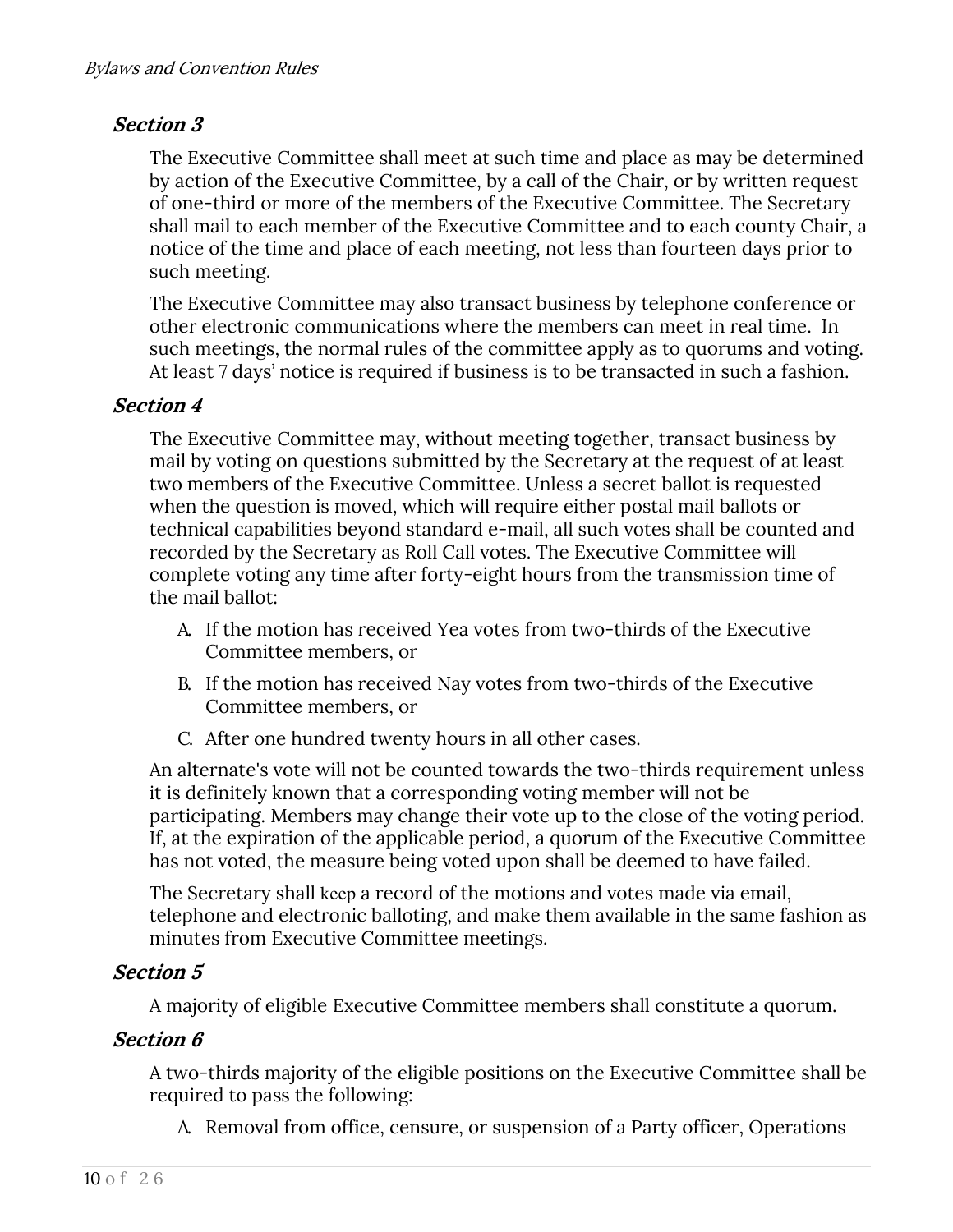### Section 3

The Executive Committee shall meet at such time and place as may be determined by action of the Executive Committee, by a call of the Chair, or by written request of one-third or more of the members of the Executive Committee. The Secretary shall mail to each member of the Executive Committee and to each county Chair, a notice of the time and place of each meeting, not less than fourteen days prior to such meeting.

The Executive Committee may also transact business by telephone conference or other electronic communications where the members can meet in real time. In such meetings, the normal rules of the committee apply as to quorums and voting. At least 7 days' notice is required if business is to be transacted in such a fashion.

### Section 4

The Executive Committee may, without meeting together, transact business by mail by voting on questions submitted by the Secretary at the request of at least two members of the Executive Committee. Unless a secret ballot is requested when the question is moved, which will require either postal mail ballots or technical capabilities beyond standard e-mail, all such votes shall be counted and recorded by the Secretary as Roll Call votes. The Executive Committee will complete voting any time after forty-eight hours from the transmission time of the mail ballot:

A. If the motion has received Yea votes from two-thirds of the Executive Committee members, or
B. If the motion has received Nay votes from two-thirds of the Executive Committee members, or
C. After one hundred twenty hours in all other cases.

An alternate's vote will not be counted towards the two-thirds requirement unless it is definitely known that a corresponding voting member will not be participating. Members may change their vote up to the close of the voting period. If, at the expiration of the applicable period, a quorum of the Executive Committee has not voted, the measure being voted upon shall be deemed to have failed.

The Secretary shall keep a record of the motions and votes made via email, telephone and electronic balloting, and make them available in the same fashion as minutes from Executive Committee meetings.

### Section 5

A majority of eligible Executive Committee members shall constitute a quorum.

### Section 6

A two-thirds majority of the eligible positions on the Executive Committee shall be required to pass the following:

A. Removal from office, censure, or suspension of a Party officer, Operations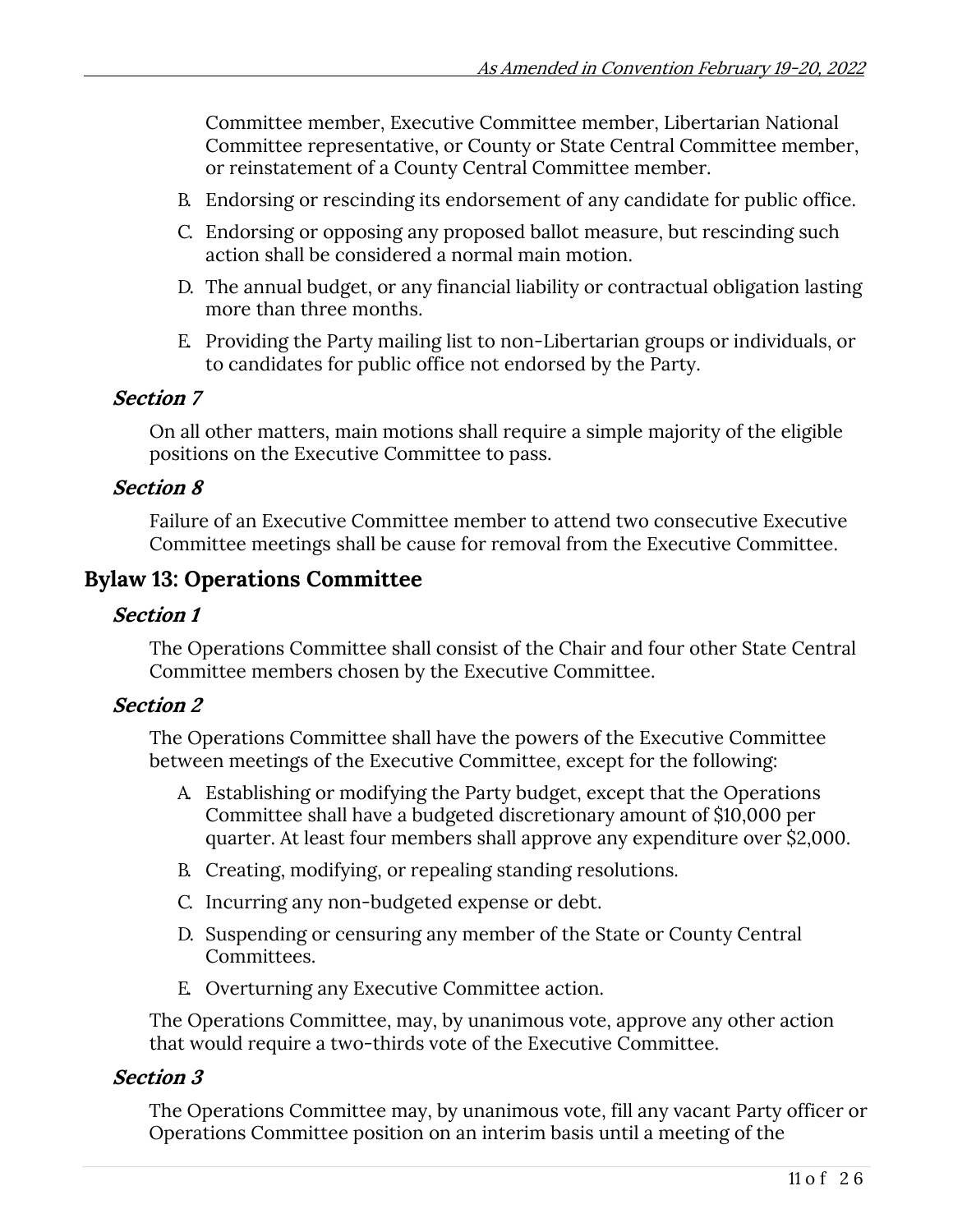Committee member, Executive Committee member, Libertarian National Committee representative, or County or State Central Committee member, or reinstatement of a County Central Committee member.

B. Endorsing or rescinding its endorsement of any candidate for public office.

C. Endorsing or opposing any proposed ballot measure, but rescinding such action shall be considered a normal main motion.

D. The annual budget, or any financial liability or contractual obligation lasting more than three months.

E. Providing the Party mailing list to non-Libertarian groups or individuals, or to candidates for public office not endorsed by the Party.

### *Section 7*

On all other matters, main motions shall require a simple majority of the eligible positions on the Executive Committee to pass.

### *Section 8*

Failure of an Executive Committee member to attend two consecutive Executive Committee meetings shall be cause for removal from the Executive Committee.

## Bylaw 13: Operations Committee

### *Section 1*

The Operations Committee shall consist of the Chair and four other State Central Committee members chosen by the Executive Committee.

### *Section 2*

The Operations Committee shall have the powers of the Executive Committee between meetings of the Executive Committee, except for the following:

A. Establishing or modifying the Party budget, except that the Operations Committee shall have a budgeted discretionary amount of $10,000 per quarter. At least four members shall approve any expenditure over $2,000.

B. Creating, modifying, or repealing standing resolutions.

C. Incurring any non-budgeted expense or debt.

D. Suspending or censuring any member of the State or County Central Committees.

E. Overturning any Executive Committee action.

The Operations Committee, may, by unanimous vote, approve any other action that would require a two-thirds vote of the Executive Committee.

### *Section 3*

The Operations Committee may, by unanimous vote, fill any vacant Party officer or Operations Committee position on an interim basis until a meeting of the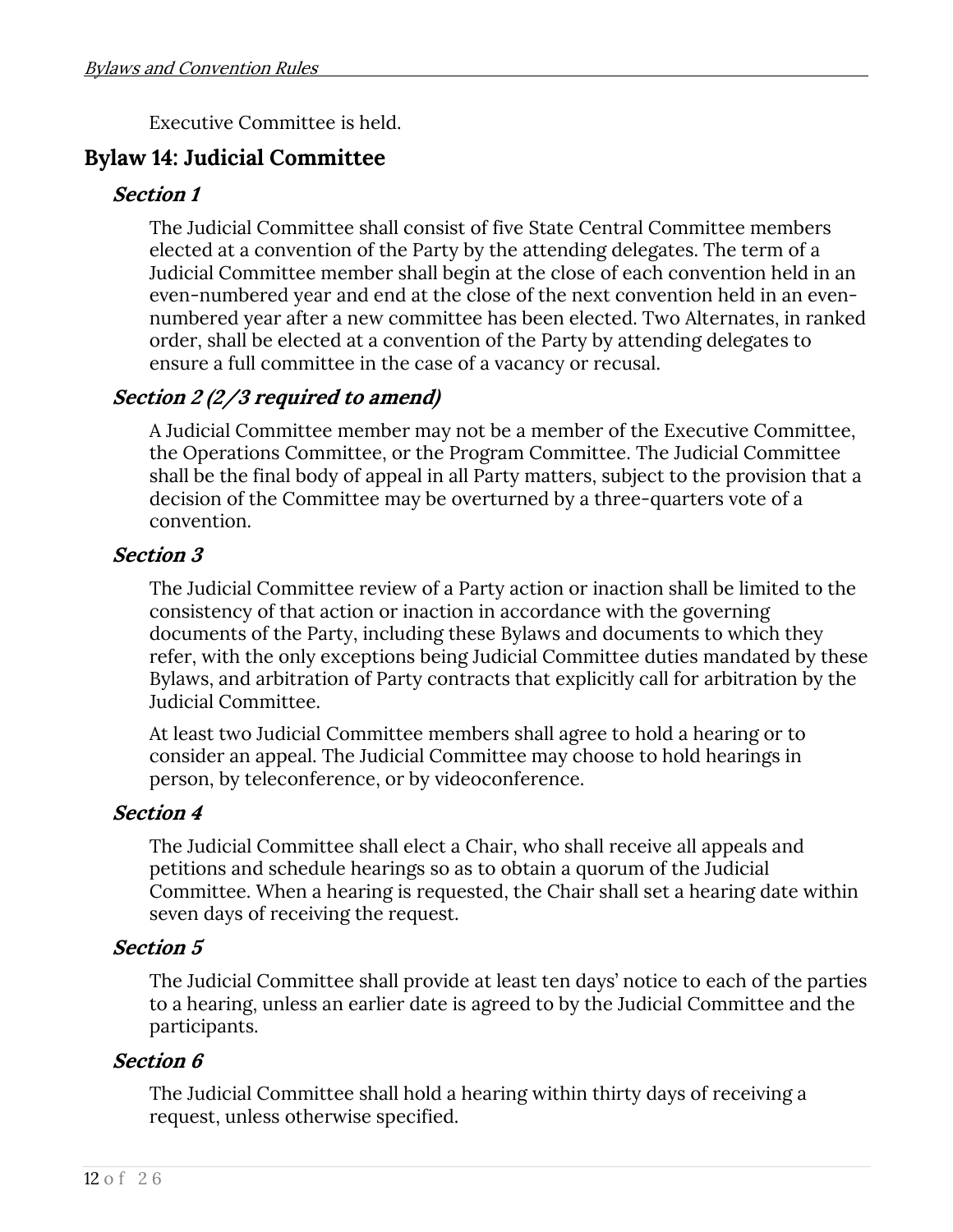Executive Committee is held.

## Bylaw 14: Judicial Committee

### *Section 1*

The Judicial Committee shall consist of five State Central Committee members elected at a convention of the Party by the attending delegates. The term of a Judicial Committee member shall begin at the close of each convention held in an even-numbered year and end at the close of the next convention held in an even-numbered year after a new committee has been elected. Two Alternates, in ranked order, shall be elected at a convention of the Party by attending delegates to ensure a full committee in the case of a vacancy or recusal.

### *Section 2 (2/3 required to amend)*

A Judicial Committee member may not be a member of the Executive Committee, the Operations Committee, or the Program Committee. The Judicial Committee shall be the final body of appeal in all Party matters, subject to the provision that a decision of the Committee may be overturned by a three-quarters vote of a convention.

### *Section 3*

The Judicial Committee review of a Party action or inaction shall be limited to the consistency of that action or inaction in accordance with the governing documents of the Party, including these Bylaws and documents to which they refer, with the only exceptions being Judicial Committee duties mandated by these Bylaws, and arbitration of Party contracts that explicitly call for arbitration by the Judicial Committee.

At least two Judicial Committee members shall agree to hold a hearing or to consider an appeal. The Judicial Committee may choose to hold hearings in person, by teleconference, or by videoconference.

### *Section 4*

The Judicial Committee shall elect a Chair, who shall receive all appeals and petitions and schedule hearings so as to obtain a quorum of the Judicial Committee. When a hearing is requested, the Chair shall set a hearing date within seven days of receiving the request.

### *Section 5*

The Judicial Committee shall provide at least ten days' notice to each of the parties to a hearing, unless an earlier date is agreed to by the Judicial Committee and the participants.

### *Section 6*

The Judicial Committee shall hold a hearing within thirty days of receiving a request, unless otherwise specified.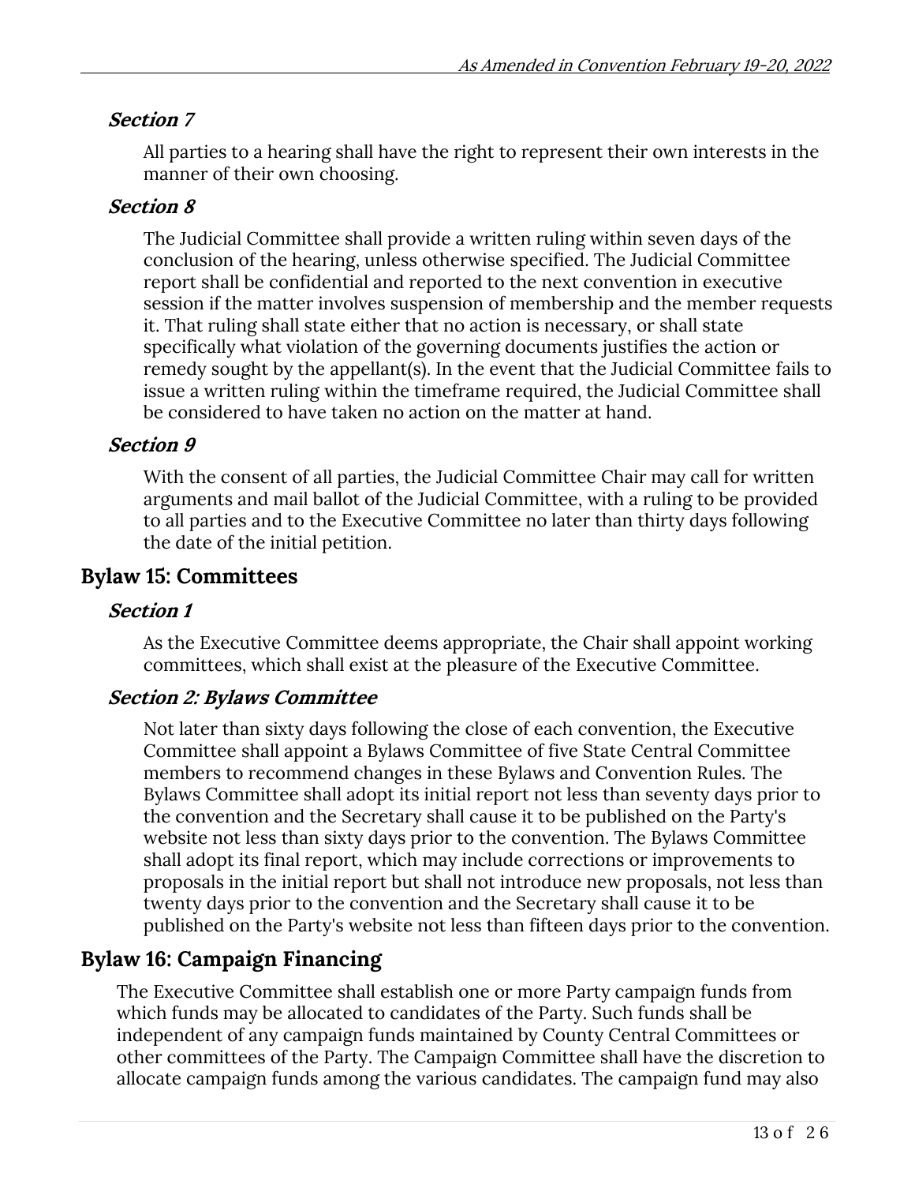### *Section 7*

All parties to a hearing shall have the right to represent their own interests in the manner of their own choosing.

### *Section 8*

The Judicial Committee shall provide a written ruling within seven days of the conclusion of the hearing, unless otherwise specified. The Judicial Committee report shall be confidential and reported to the next convention in executive session if the matter involves suspension of membership and the member requests it. That ruling shall state either that no action is necessary, or shall state specifically what violation of the governing documents justifies the action or remedy sought by the appellant(s). In the event that the Judicial Committee fails to issue a written ruling within the timeframe required, the Judicial Committee shall be considered to have taken no action on the matter at hand.

### *Section 9*

With the consent of all parties, the Judicial Committee Chair may call for written arguments and mail ballot of the Judicial Committee, with a ruling to be provided to all parties and to the Executive Committee no later than thirty days following the date of the initial petition.

## Bylaw 15: Committees

### *Section 1*

As the Executive Committee deems appropriate, the Chair shall appoint working committees, which shall exist at the pleasure of the Executive Committee.

### *Section 2: Bylaws Committee*

Not later than sixty days following the close of each convention, the Executive Committee shall appoint a Bylaws Committee of five State Central Committee members to recommend changes in these Bylaws and Convention Rules. The Bylaws Committee shall adopt its initial report not less than seventy days prior to the convention and the Secretary shall cause it to be published on the Party's website not less than sixty days prior to the convention. The Bylaws Committee shall adopt its final report, which may include corrections or improvements to proposals in the initial report but shall not introduce new proposals, not less than twenty days prior to the convention and the Secretary shall cause it to be published on the Party's website not less than fifteen days prior to the convention.

## Bylaw 16: Campaign Financing

The Executive Committee shall establish one or more Party campaign funds from which funds may be allocated to candidates of the Party. Such funds shall be independent of any campaign funds maintained by County Central Committees or other committees of the Party. The Campaign Committee shall have the discretion to allocate campaign funds among the various candidates. The campaign fund may also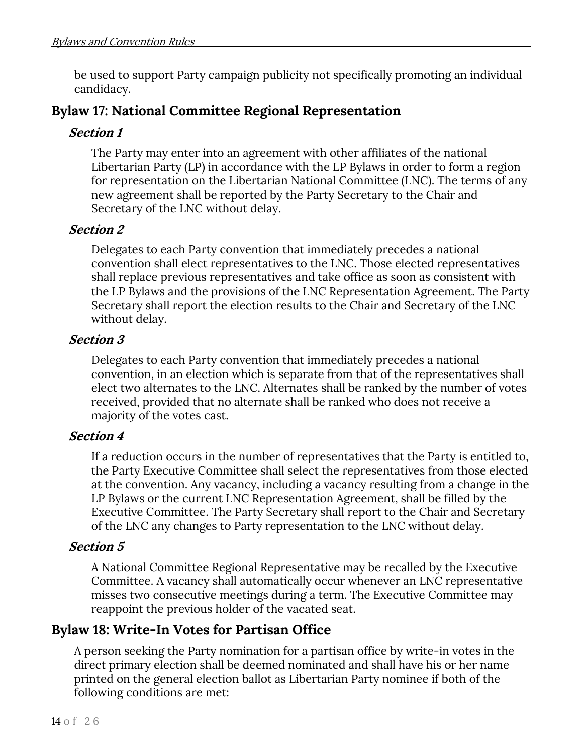be used to support Party campaign publicity not specifically promoting an individual candidacy.

## Bylaw 17: National Committee Regional Representation

### *Section 1*

The Party may enter into an agreement with other affiliates of the national Libertarian Party (LP) in accordance with the LP Bylaws in order to form a region for representation on the Libertarian National Committee (LNC). The terms of any new agreement shall be reported by the Party Secretary to the Chair and Secretary of the LNC without delay.

### *Section 2*

Delegates to each Party convention that immediately precedes a national convention shall elect representatives to the LNC. Those elected representatives shall replace previous representatives and take office as soon as consistent with the LP Bylaws and the provisions of the LNC Representation Agreement. The Party Secretary shall report the election results to the Chair and Secretary of the LNC without delay.

### *Section 3*

Delegates to each Party convention that immediately precedes a national convention, in an election which is separate from that of the representatives shall elect two alternates to the LNC. Alternates shall be ranked by the number of votes received, provided that no alternate shall be ranked who does not receive a majority of the votes cast.

### *Section 4*

If a reduction occurs in the number of representatives that the Party is entitled to, the Party Executive Committee shall select the representatives from those elected at the convention. Any vacancy, including a vacancy resulting from a change in the LP Bylaws or the current LNC Representation Agreement, shall be filled by the Executive Committee. The Party Secretary shall report to the Chair and Secretary of the LNC any changes to Party representation to the LNC without delay.

### *Section 5*

A National Committee Regional Representative may be recalled by the Executive Committee. A vacancy shall automatically occur whenever an LNC representative misses two consecutive meetings during a term. The Executive Committee may reappoint the previous holder of the vacated seat.

## Bylaw 18: Write-In Votes for Partisan Office

A person seeking the Party nomination for a partisan office by write-in votes in the direct primary election shall be deemed nominated and shall have his or her name printed on the general election ballot as Libertarian Party nominee if both of the following conditions are met: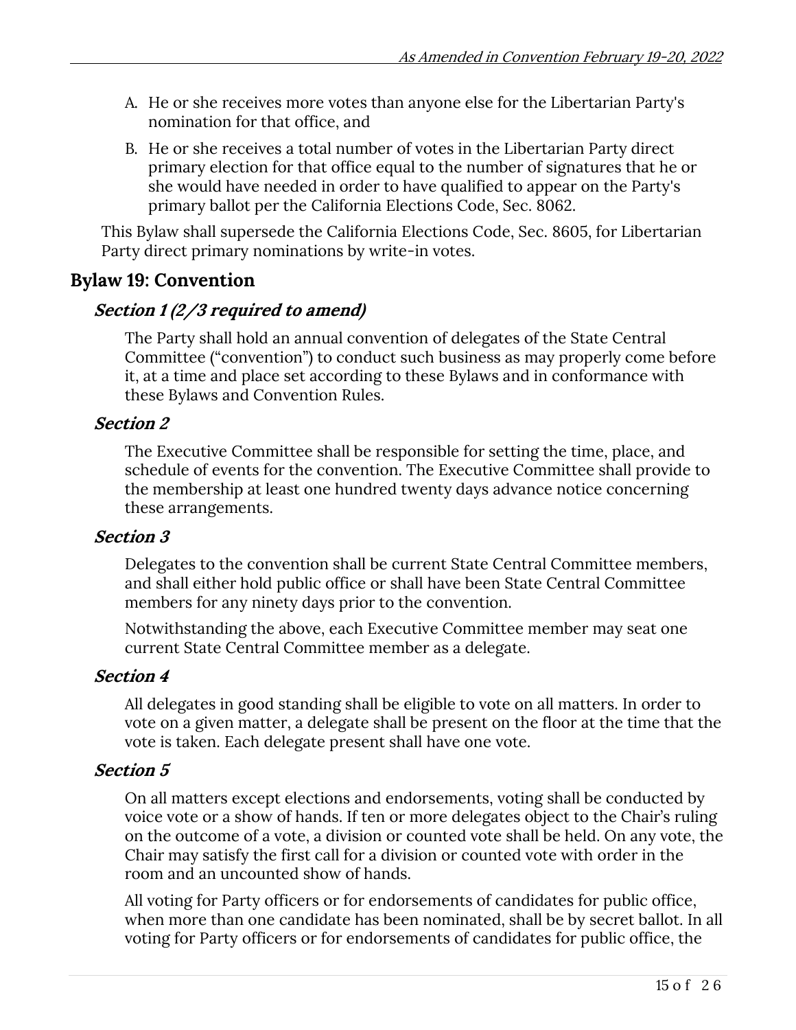A. He or she receives more votes than anyone else for the Libertarian Party's nomination for that office, and

B. He or she receives a total number of votes in the Libertarian Party direct primary election for that office equal to the number of signatures that he or she would have needed in order to have qualified to appear on the Party's primary ballot per the California Elections Code, Sec. 8062.

This Bylaw shall supersede the California Elections Code, Sec. 8605, for Libertarian Party direct primary nominations by write-in votes.

## Bylaw 19: Convention

### *Section 1 (2/3 required to amend)*

The Party shall hold an annual convention of delegates of the State Central Committee ("convention") to conduct such business as may properly come before it, at a time and place set according to these Bylaws and in conformance with these Bylaws and Convention Rules.

### *Section 2*

The Executive Committee shall be responsible for setting the time, place, and schedule of events for the convention. The Executive Committee shall provide to the membership at least one hundred twenty days advance notice concerning these arrangements.

### *Section 3*

Delegates to the convention shall be current State Central Committee members, and shall either hold public office or shall have been State Central Committee members for any ninety days prior to the convention.

Notwithstanding the above, each Executive Committee member may seat one current State Central Committee member as a delegate.

### *Section 4*

All delegates in good standing shall be eligible to vote on all matters. In order to vote on a given matter, a delegate shall be present on the floor at the time that the vote is taken. Each delegate present shall have one vote.

### *Section 5*

On all matters except elections and endorsements, voting shall be conducted by voice vote or a show of hands. If ten or more delegates object to the Chair's ruling on the outcome of a vote, a division or counted vote shall be held. On any vote, the Chair may satisfy the first call for a division or counted vote with order in the room and an uncounted show of hands.

All voting for Party officers or for endorsements of candidates for public office, when more than one candidate has been nominated, shall be by secret ballot. In all voting for Party officers or for endorsements of candidates for public office, the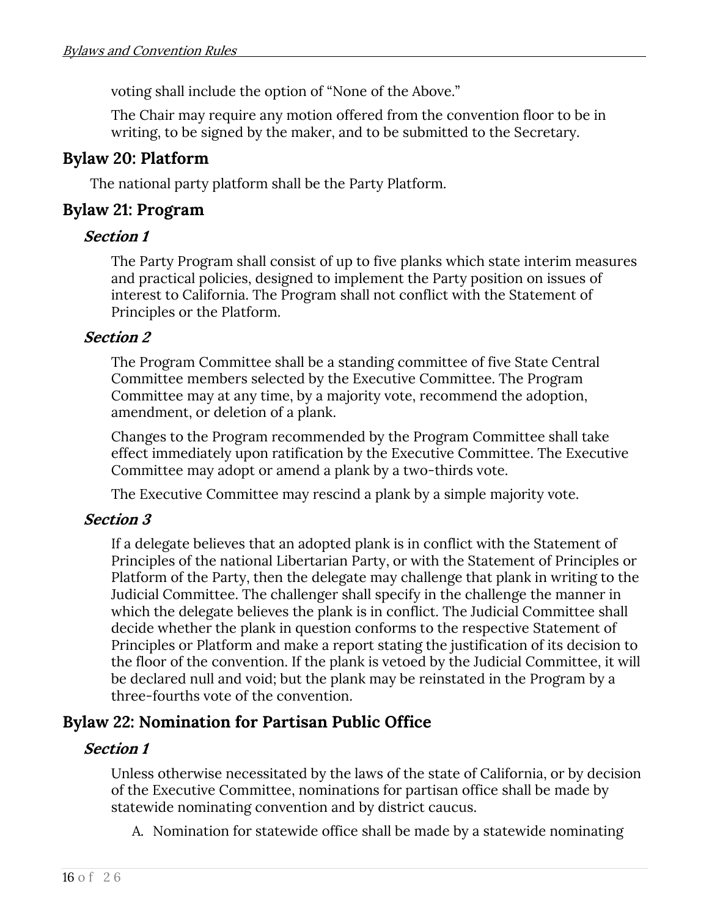voting shall include the option of "None of the Above."

The Chair may require any motion offered from the convention floor to be in writing, to be signed by the maker, and to be submitted to the Secretary.

## Bylaw 20: Platform

The national party platform shall be the Party Platform.

## Bylaw 21: Program

### *Section 1*

The Party Program shall consist of up to five planks which state interim measures and practical policies, designed to implement the Party position on issues of interest to California. The Program shall not conflict with the Statement of Principles or the Platform.

### *Section 2*

The Program Committee shall be a standing committee of five State Central Committee members selected by the Executive Committee. The Program Committee may at any time, by a majority vote, recommend the adoption, amendment, or deletion of a plank.

Changes to the Program recommended by the Program Committee shall take effect immediately upon ratification by the Executive Committee. The Executive Committee may adopt or amend a plank by a two-thirds vote.

The Executive Committee may rescind a plank by a simple majority vote.

### *Section 3*

If a delegate believes that an adopted plank is in conflict with the Statement of Principles of the national Libertarian Party, or with the Statement of Principles or Platform of the Party, then the delegate may challenge that plank in writing to the Judicial Committee. The challenger shall specify in the challenge the manner in which the delegate believes the plank is in conflict. The Judicial Committee shall decide whether the plank in question conforms to the respective Statement of Principles or Platform and make a report stating the justification of its decision to the floor of the convention. If the plank is vetoed by the Judicial Committee, it will be declared null and void; but the plank may be reinstated in the Program by a three-fourths vote of the convention.

## Bylaw 22: Nomination for Partisan Public Office

### *Section 1*

Unless otherwise necessitated by the laws of the state of California, or by decision of the Executive Committee, nominations for partisan office shall be made by statewide nominating convention and by district caucus.

A. Nomination for statewide office shall be made by a statewide nominating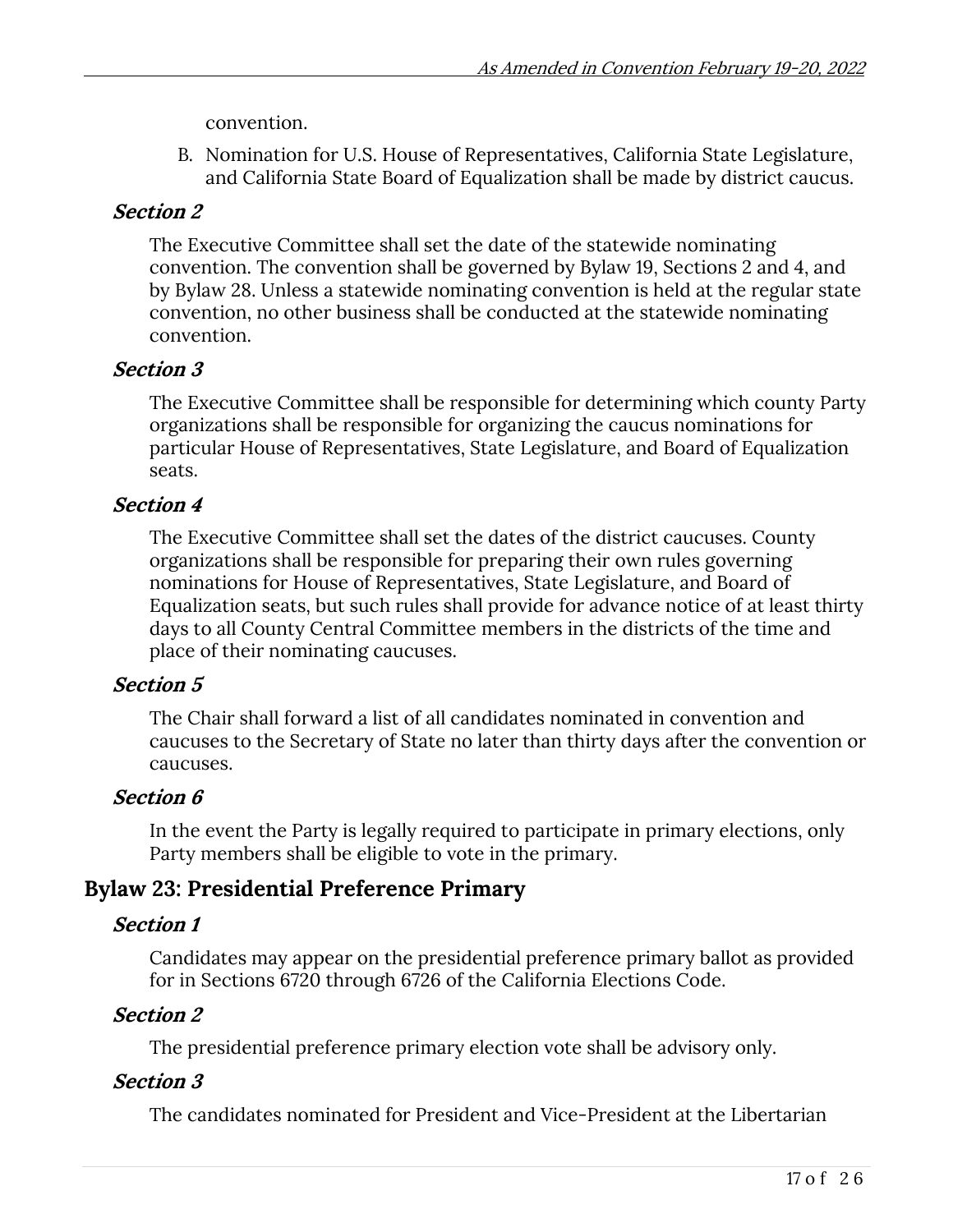convention.

B. Nomination for U.S. House of Representatives, California State Legislature, and California State Board of Equalization shall be made by district caucus.

### *Section 2*

The Executive Committee shall set the date of the statewide nominating convention. The convention shall be governed by Bylaw 19, Sections 2 and 4, and by Bylaw 28. Unless a statewide nominating convention is held at the regular state convention, no other business shall be conducted at the statewide nominating convention.

### *Section 3*

The Executive Committee shall be responsible for determining which county Party organizations shall be responsible for organizing the caucus nominations for particular House of Representatives, State Legislature, and Board of Equalization seats.

### *Section 4*

The Executive Committee shall set the dates of the district caucuses. County organizations shall be responsible for preparing their own rules governing nominations for House of Representatives, State Legislature, and Board of Equalization seats, but such rules shall provide for advance notice of at least thirty days to all County Central Committee members in the districts of the time and place of their nominating caucuses.

### *Section 5*

The Chair shall forward a list of all candidates nominated in convention and caucuses to the Secretary of State no later than thirty days after the convention or caucuses.

### *Section 6*

In the event the Party is legally required to participate in primary elections, only Party members shall be eligible to vote in the primary.

## Bylaw 23: Presidential Preference Primary

### *Section 1*

Candidates may appear on the presidential preference primary ballot as provided for in Sections 6720 through 6726 of the California Elections Code.

### *Section 2*

The presidential preference primary election vote shall be advisory only.

### *Section 3*

The candidates nominated for President and Vice-President at the Libertarian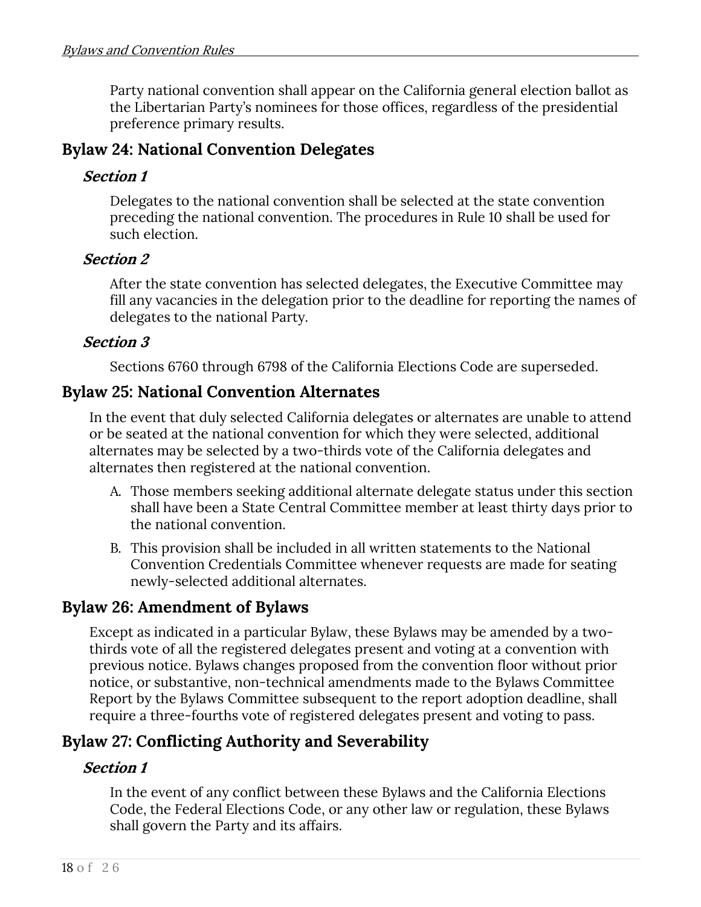Party national convention shall appear on the California general election ballot as the Libertarian Party's nominees for those offices, regardless of the presidential preference primary results.

## Bylaw 24: National Convention Delegates

### *Section 1*

Delegates to the national convention shall be selected at the state convention preceding the national convention. The procedures in Rule 10 shall be used for such election.

### *Section 2*

After the state convention has selected delegates, the Executive Committee may fill any vacancies in the delegation prior to the deadline for reporting the names of delegates to the national Party.

### *Section 3*

Sections 6760 through 6798 of the California Elections Code are superseded.

## Bylaw 25: National Convention Alternates

In the event that duly selected California delegates or alternates are unable to attend or be seated at the national convention for which they were selected, additional alternates may be selected by a two-thirds vote of the California delegates and alternates then registered at the national convention.

A. Those members seeking additional alternate delegate status under this section shall have been a State Central Committee member at least thirty days prior to the national convention.

B. This provision shall be included in all written statements to the National Convention Credentials Committee whenever requests are made for seating newly-selected additional alternates.

## Bylaw 26: Amendment of Bylaws

Except as indicated in a particular Bylaw, these Bylaws may be amended by a two-thirds vote of all the registered delegates present and voting at a convention with previous notice. Bylaws changes proposed from the convention floor without prior notice, or substantive, non-technical amendments made to the Bylaws Committee Report by the Bylaws Committee subsequent to the report adoption deadline, shall require a three-fourths vote of registered delegates present and voting to pass.

## Bylaw 27: Conflicting Authority and Severability

### *Section 1*

In the event of any conflict between these Bylaws and the California Elections Code, the Federal Elections Code, or any other law or regulation, these Bylaws shall govern the Party and its affairs.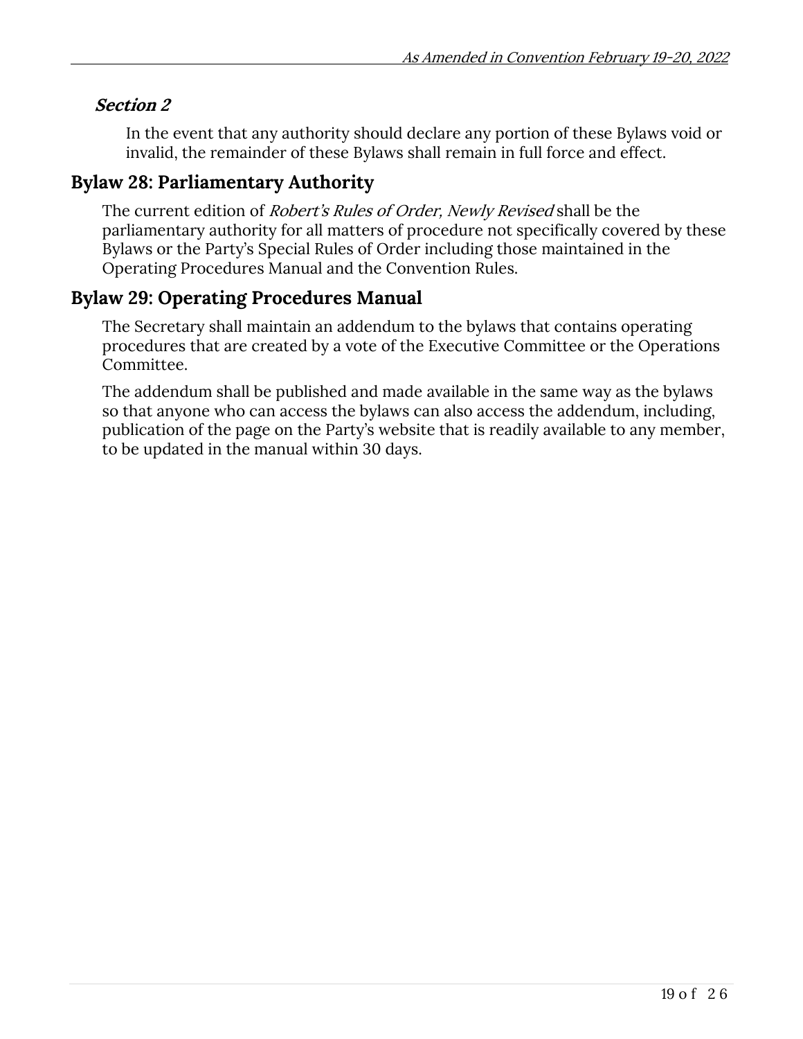### *Section 2*

In the event that any authority should declare any portion of these Bylaws void or invalid, the remainder of these Bylaws shall remain in full force and effect.

## Bylaw 28: Parliamentary Authority

The current edition of *Robert's Rules of Order, Newly Revised* shall be the parliamentary authority for all matters of procedure not specifically covered by these Bylaws or the Party's Special Rules of Order including those maintained in the Operating Procedures Manual and the Convention Rules.

## Bylaw 29: Operating Procedures Manual

The Secretary shall maintain an addendum to the bylaws that contains operating procedures that are created by a vote of the Executive Committee or the Operations Committee.

The addendum shall be published and made available in the same way as the bylaws so that anyone who can access the bylaws can also access the addendum, including, publication of the page on the Party's website that is readily available to any member, to be updated in the manual within 30 days.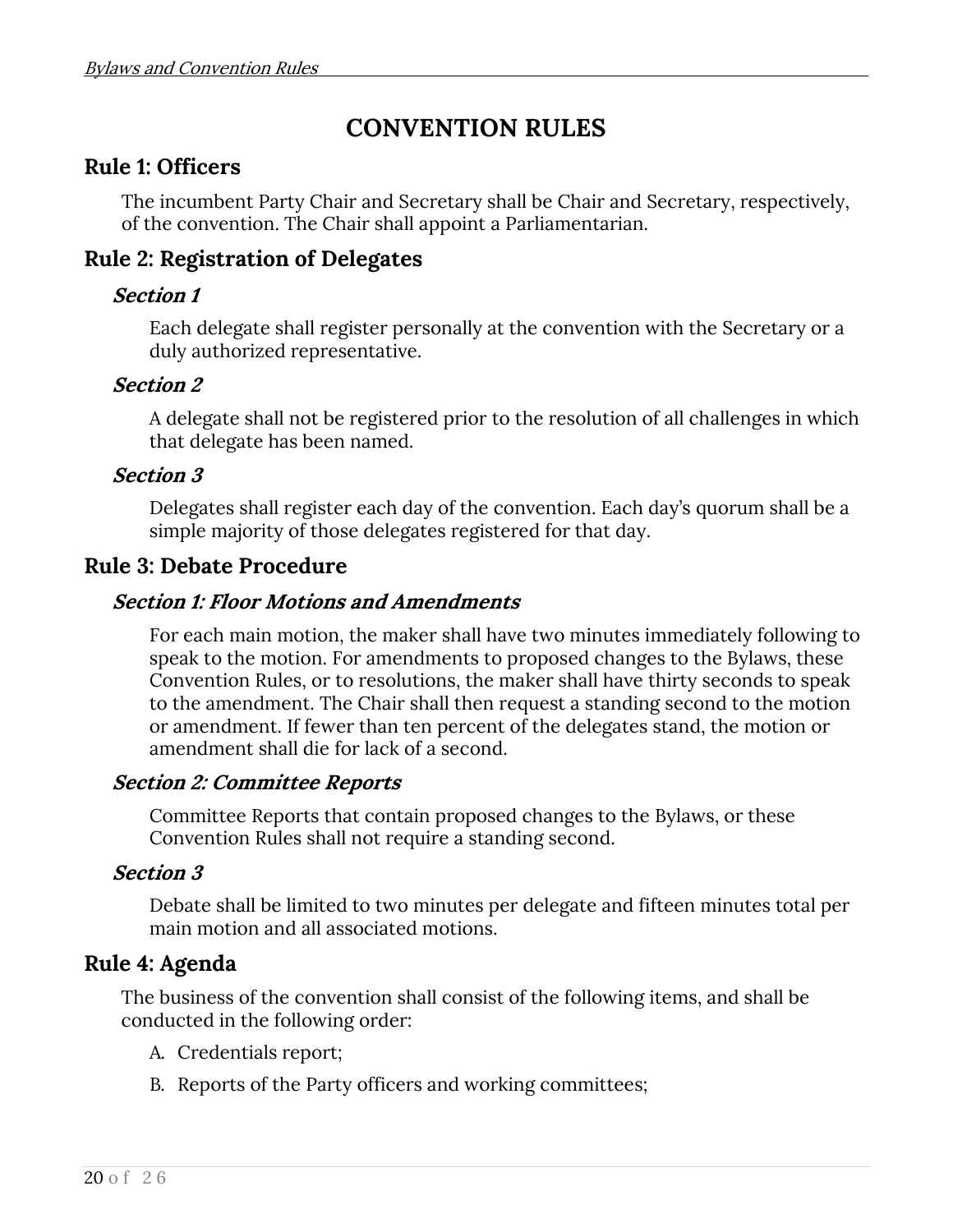# CONVENTION RULES

## Rule 1: Officers

The incumbent Party Chair and Secretary shall be Chair and Secretary, respectively, of the convention. The Chair shall appoint a Parliamentarian.

## Rule 2: Registration of Delegates

### *Section 1*

Each delegate shall register personally at the convention with the Secretary or a duly authorized representative.

### *Section 2*

A delegate shall not be registered prior to the resolution of all challenges in which that delegate has been named.

### *Section 3*

Delegates shall register each day of the convention. Each day's quorum shall be a simple majority of those delegates registered for that day.

## Rule 3: Debate Procedure

### *Section 1: Floor Motions and Amendments*

For each main motion, the maker shall have two minutes immediately following to speak to the motion. For amendments to proposed changes to the Bylaws, these Convention Rules, or to resolutions, the maker shall have thirty seconds to speak to the amendment. The Chair shall then request a standing second to the motion or amendment. If fewer than ten percent of the delegates stand, the motion or amendment shall die for lack of a second.

### *Section 2: Committee Reports*

Committee Reports that contain proposed changes to the Bylaws, or these Convention Rules shall not require a standing second.

### *Section 3*

Debate shall be limited to two minutes per delegate and fifteen minutes total per main motion and all associated motions.

## Rule 4: Agenda

The business of the convention shall consist of the following items, and shall be conducted in the following order:

A. Credentials report;

B. Reports of the Party officers and working committees;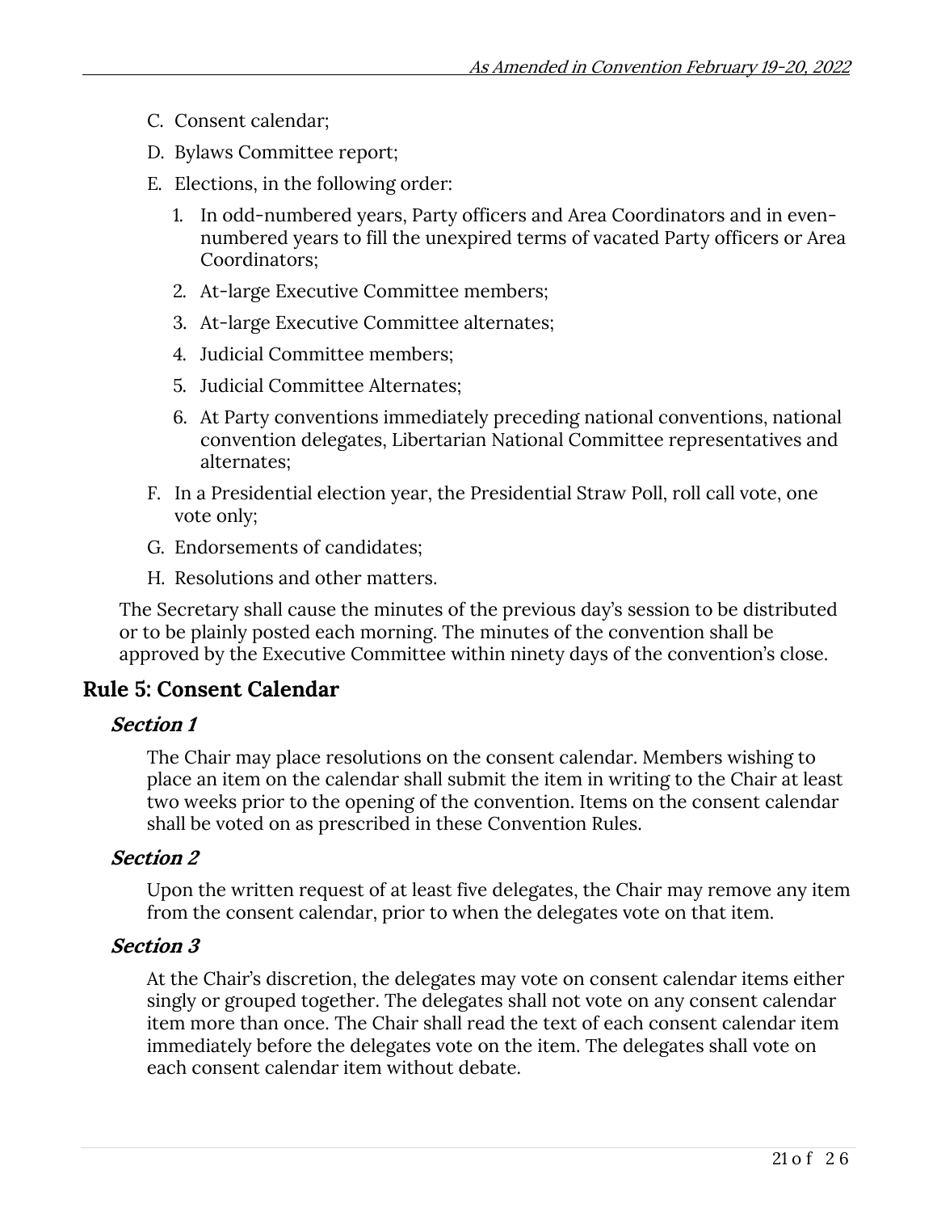C. Consent calendar;

D. Bylaws Committee report;

E. Elections, in the following order:

   1. In odd-numbered years, Party officers and Area Coordinators and in even-numbered years to fill the unexpired terms of vacated Party officers or Area Coordinators;

   2. At-large Executive Committee members;

   3. At-large Executive Committee alternates;

   4. Judicial Committee members;

   5. Judicial Committee Alternates;

   6. At Party conventions immediately preceding national conventions, national convention delegates, Libertarian National Committee representatives and alternates;

F. In a Presidential election year, the Presidential Straw Poll, roll call vote, one vote only;

G. Endorsements of candidates;

H. Resolutions and other matters.

The Secretary shall cause the minutes of the previous day's session to be distributed or to be plainly posted each morning. The minutes of the convention shall be approved by the Executive Committee within ninety days of the convention's close.

## Rule 5: Consent Calendar

### *Section 1*

The Chair may place resolutions on the consent calendar. Members wishing to place an item on the calendar shall submit the item in writing to the Chair at least two weeks prior to the opening of the convention. Items on the consent calendar shall be voted on as prescribed in these Convention Rules.

### *Section 2*

Upon the written request of at least five delegates, the Chair may remove any item from the consent calendar, prior to when the delegates vote on that item.

### *Section 3*

At the Chair's discretion, the delegates may vote on consent calendar items either singly or grouped together. The delegates shall not vote on any consent calendar item more than once. The Chair shall read the text of each consent calendar item immediately before the delegates vote on the item. The delegates shall vote on each consent calendar item without debate.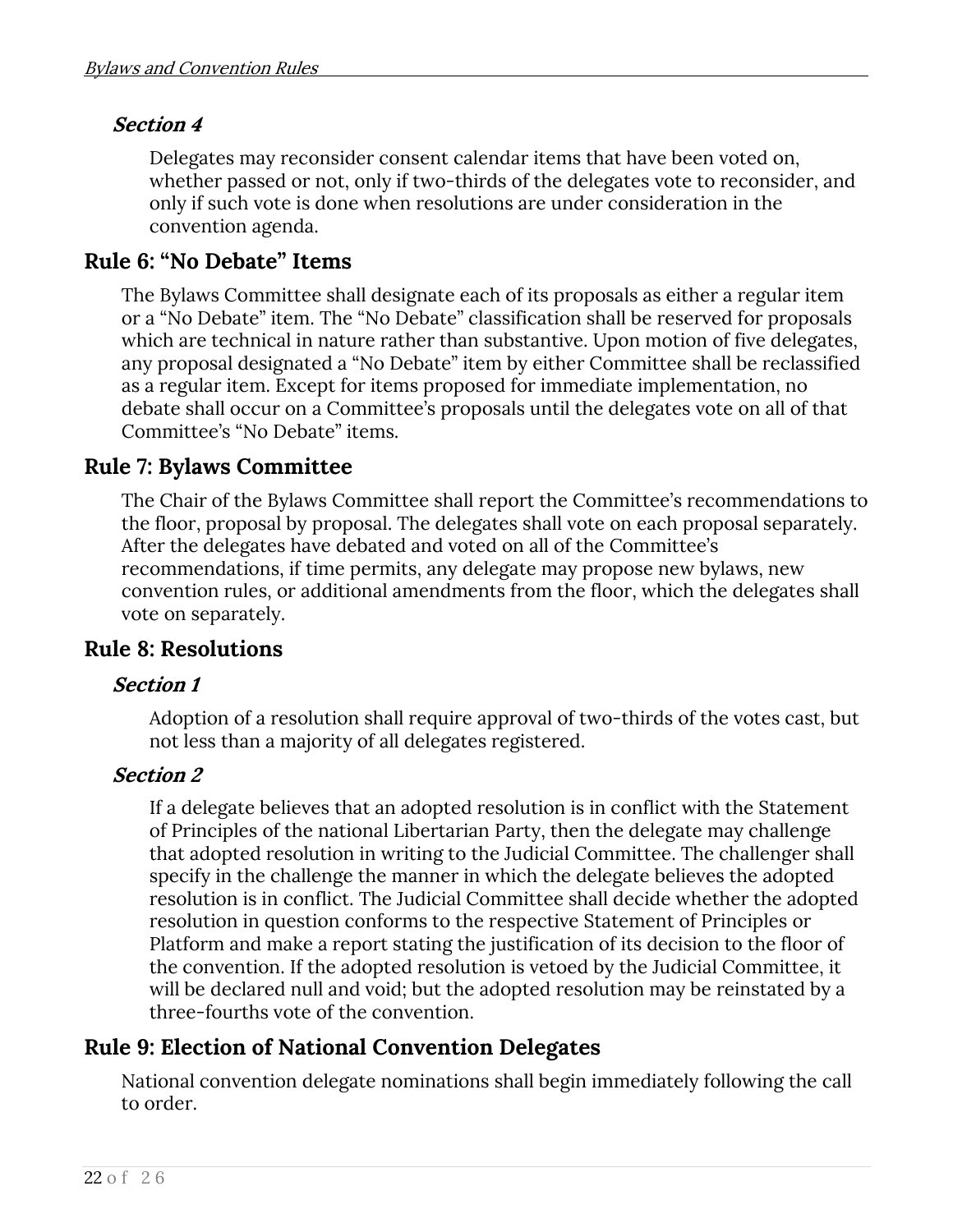### Section 4

Delegates may reconsider consent calendar items that have been voted on, whether passed or not, only if two-thirds of the delegates vote to reconsider, and only if such vote is done when resolutions are under consideration in the convention agenda.

## Rule 6: "No Debate" Items

The Bylaws Committee shall designate each of its proposals as either a regular item or a "No Debate" item. The "No Debate" classification shall be reserved for proposals which are technical in nature rather than substantive. Upon motion of five delegates, any proposal designated a "No Debate" item by either Committee shall be reclassified as a regular item. Except for items proposed for immediate implementation, no debate shall occur on a Committee's proposals until the delegates vote on all of that Committee's "No Debate" items.

## Rule 7: Bylaws Committee

The Chair of the Bylaws Committee shall report the Committee's recommendations to the floor, proposal by proposal. The delegates shall vote on each proposal separately. After the delegates have debated and voted on all of the Committee's recommendations, if time permits, any delegate may propose new bylaws, new convention rules, or additional amendments from the floor, which the delegates shall vote on separately.

## Rule 8: Resolutions

### Section 1

Adoption of a resolution shall require approval of two-thirds of the votes cast, but not less than a majority of all delegates registered.

### Section 2

If a delegate believes that an adopted resolution is in conflict with the Statement of Principles of the national Libertarian Party, then the delegate may challenge that adopted resolution in writing to the Judicial Committee. The challenger shall specify in the challenge the manner in which the delegate believes the adopted resolution is in conflict. The Judicial Committee shall decide whether the adopted resolution in question conforms to the respective Statement of Principles or Platform and make a report stating the justification of its decision to the floor of the convention. If the adopted resolution is vetoed by the Judicial Committee, it will be declared null and void; but the adopted resolution may be reinstated by a three-fourths vote of the convention.

## Rule 9: Election of National Convention Delegates

National convention delegate nominations shall begin immediately following the call to order.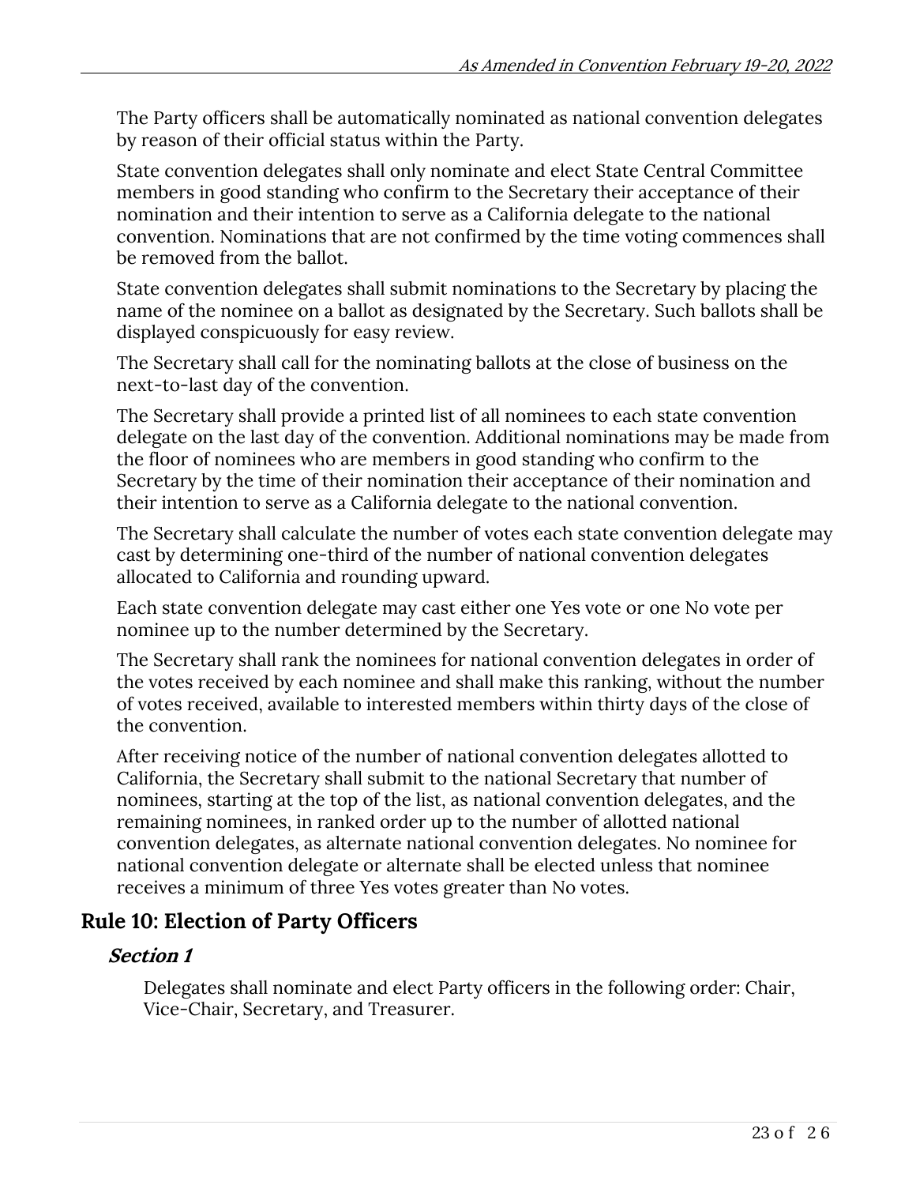The Party officers shall be automatically nominated as national convention delegates by reason of their official status within the Party.

State convention delegates shall only nominate and elect State Central Committee members in good standing who confirm to the Secretary their acceptance of their nomination and their intention to serve as a California delegate to the national convention. Nominations that are not confirmed by the time voting commences shall be removed from the ballot.

State convention delegates shall submit nominations to the Secretary by placing the name of the nominee on a ballot as designated by the Secretary. Such ballots shall be displayed conspicuously for easy review.

The Secretary shall call for the nominating ballots at the close of business on the next-to-last day of the convention.

The Secretary shall provide a printed list of all nominees to each state convention delegate on the last day of the convention. Additional nominations may be made from the floor of nominees who are members in good standing who confirm to the Secretary by the time of their nomination their acceptance of their nomination and their intention to serve as a California delegate to the national convention.

The Secretary shall calculate the number of votes each state convention delegate may cast by determining one-third of the number of national convention delegates allocated to California and rounding upward.

Each state convention delegate may cast either one Yes vote or one No vote per nominee up to the number determined by the Secretary.

The Secretary shall rank the nominees for national convention delegates in order of the votes received by each nominee and shall make this ranking, without the number of votes received, available to interested members within thirty days of the close of the convention.

After receiving notice of the number of national convention delegates allotted to California, the Secretary shall submit to the national Secretary that number of nominees, starting at the top of the list, as national convention delegates, and the remaining nominees, in ranked order up to the number of allotted national convention delegates, as alternate national convention delegates. No nominee for national convention delegate or alternate shall be elected unless that nominee receives a minimum of three Yes votes greater than No votes.

## Rule 10: Election of Party Officers

### *Section 1*

Delegates shall nominate and elect Party officers in the following order: Chair, Vice-Chair, Secretary, and Treasurer.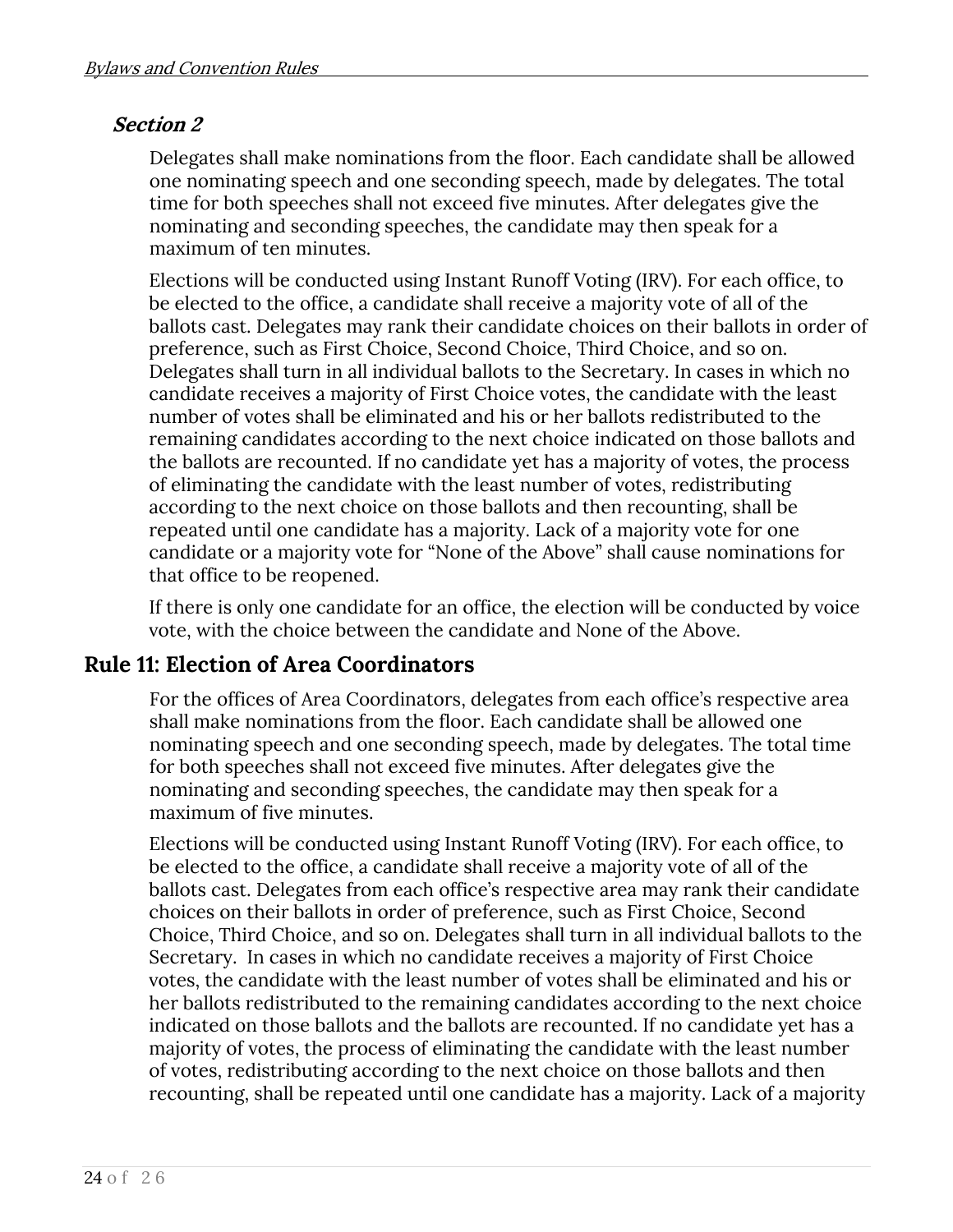### *Section 2*

Delegates shall make nominations from the floor. Each candidate shall be allowed one nominating speech and one seconding speech, made by delegates. The total time for both speeches shall not exceed five minutes. After delegates give the nominating and seconding speeches, the candidate may then speak for a maximum of ten minutes.

Elections will be conducted using Instant Runoff Voting (IRV). For each office, to be elected to the office, a candidate shall receive a majority vote of all of the ballots cast. Delegates may rank their candidate choices on their ballots in order of preference, such as First Choice, Second Choice, Third Choice, and so on. Delegates shall turn in all individual ballots to the Secretary. In cases in which no candidate receives a majority of First Choice votes, the candidate with the least number of votes shall be eliminated and his or her ballots redistributed to the remaining candidates according to the next choice indicated on those ballots and the ballots are recounted. If no candidate yet has a majority of votes, the process of eliminating the candidate with the least number of votes, redistributing according to the next choice on those ballots and then recounting, shall be repeated until one candidate has a majority. Lack of a majority vote for one candidate or a majority vote for "None of the Above" shall cause nominations for that office to be reopened.

If there is only one candidate for an office, the election will be conducted by voice vote, with the choice between the candidate and None of the Above.

## Rule 11: Election of Area Coordinators

For the offices of Area Coordinators, delegates from each office's respective area shall make nominations from the floor. Each candidate shall be allowed one nominating speech and one seconding speech, made by delegates. The total time for both speeches shall not exceed five minutes. After delegates give the nominating and seconding speeches, the candidate may then speak for a maximum of five minutes.

Elections will be conducted using Instant Runoff Voting (IRV). For each office, to be elected to the office, a candidate shall receive a majority vote of all of the ballots cast. Delegates from each office's respective area may rank their candidate choices on their ballots in order of preference, such as First Choice, Second Choice, Third Choice, and so on. Delegates shall turn in all individual ballots to the Secretary. In cases in which no candidate receives a majority of First Choice votes, the candidate with the least number of votes shall be eliminated and his or her ballots redistributed to the remaining candidates according to the next choice indicated on those ballots and the ballots are recounted. If no candidate yet has a majority of votes, the process of eliminating the candidate with the least number of votes, redistributing according to the next choice on those ballots and then recounting, shall be repeated until one candidate has a majority. Lack of a majority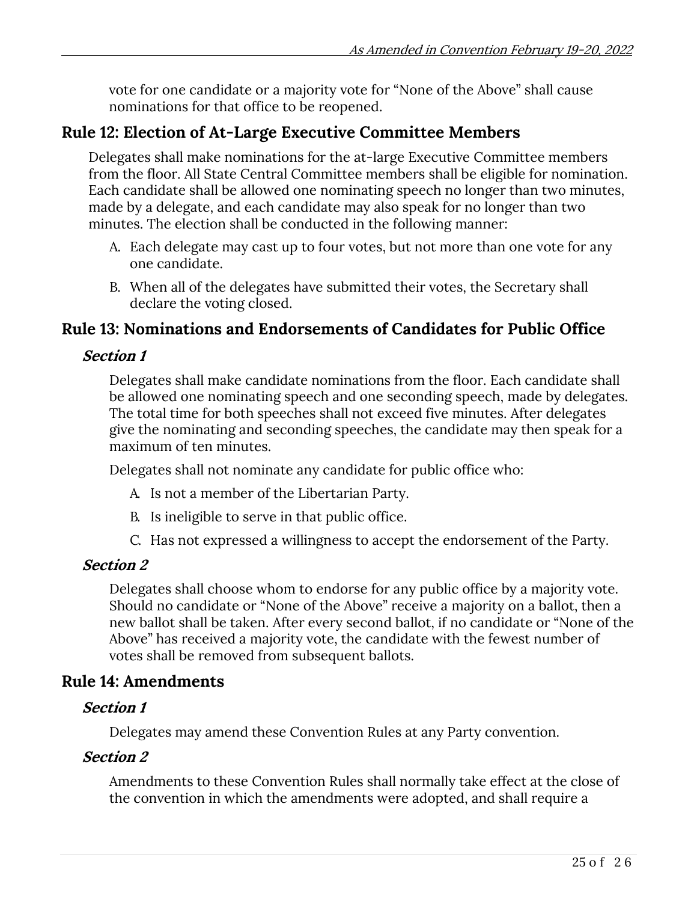vote for one candidate or a majority vote for "None of the Above" shall cause nominations for that office to be reopened.

## Rule 12: Election of At-Large Executive Committee Members

Delegates shall make nominations for the at-large Executive Committee members from the floor. All State Central Committee members shall be eligible for nomination. Each candidate shall be allowed one nominating speech no longer than two minutes, made by a delegate, and each candidate may also speak for no longer than two minutes. The election shall be conducted in the following manner:

A. Each delegate may cast up to four votes, but not more than one vote for any one candidate.

B. When all of the delegates have submitted their votes, the Secretary shall declare the voting closed.

## Rule 13: Nominations and Endorsements of Candidates for Public Office

### *Section 1*

Delegates shall make candidate nominations from the floor. Each candidate shall be allowed one nominating speech and one seconding speech, made by delegates. The total time for both speeches shall not exceed five minutes. After delegates give the nominating and seconding speeches, the candidate may then speak for a maximum of ten minutes.

Delegates shall not nominate any candidate for public office who:

A. Is not a member of the Libertarian Party.

B. Is ineligible to serve in that public office.

C. Has not expressed a willingness to accept the endorsement of the Party.

### *Section 2*

Delegates shall choose whom to endorse for any public office by a majority vote. Should no candidate or "None of the Above" receive a majority on a ballot, then a new ballot shall be taken. After every second ballot, if no candidate or "None of the Above" has received a majority vote, the candidate with the fewest number of votes shall be removed from subsequent ballots.

## Rule 14: Amendments

### *Section 1*

Delegates may amend these Convention Rules at any Party convention.

### *Section 2*

Amendments to these Convention Rules shall normally take effect at the close of the convention in which the amendments were adopted, and shall require a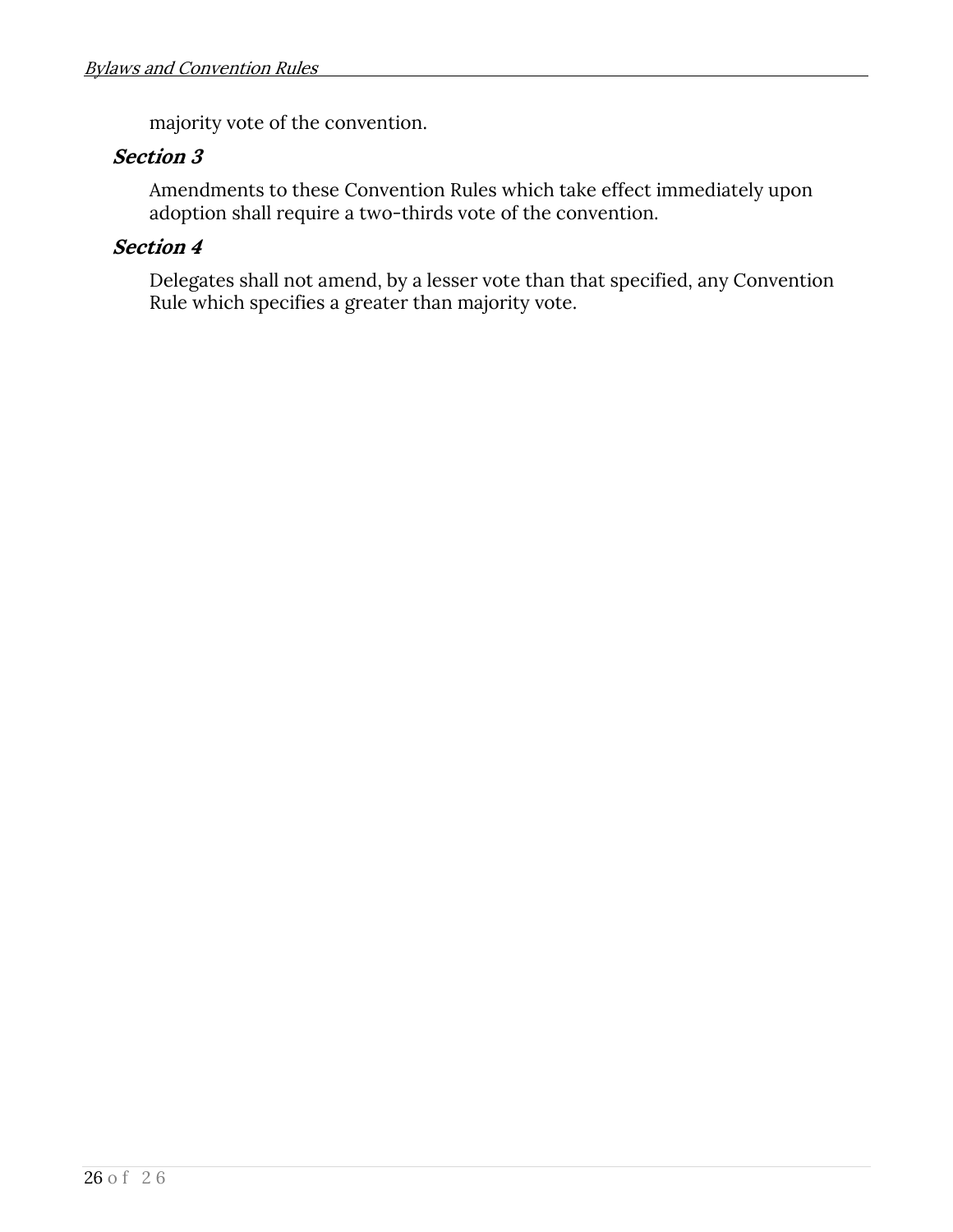majority vote of the convention.

### *Section 3*

Amendments to these Convention Rules which take effect immediately upon adoption shall require a two-thirds vote of the convention.

### *Section 4*

Delegates shall not amend, by a lesser vote than that specified, any Convention Rule which specifies a greater than majority vote.